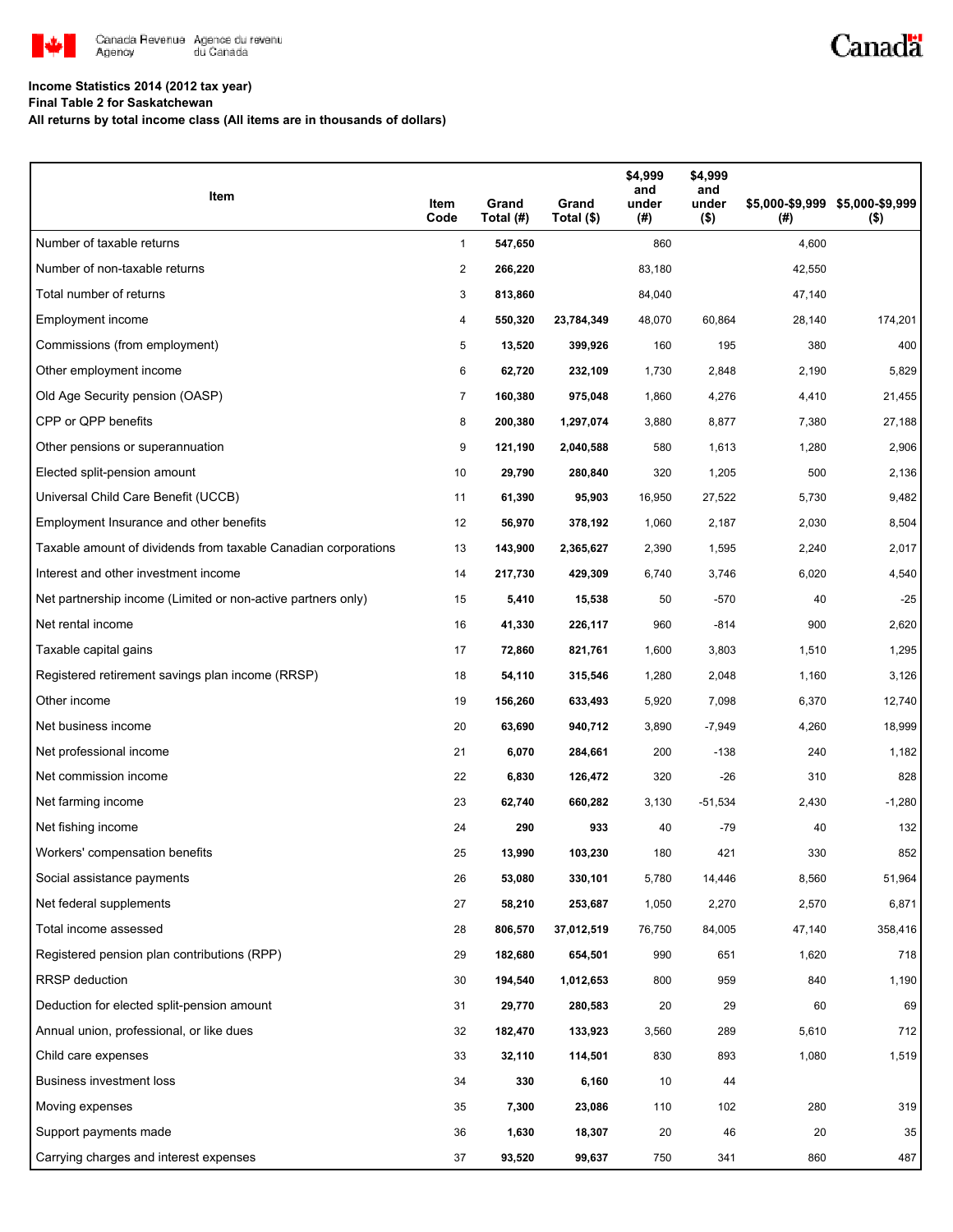Canada Revenue Agency / Agence du revenu du Canada

**Income Statistics 2014 (2012 tax year)**
**Final Table 2 for Saskatchewan**
**All returns by total income class (All items are in thousands of dollars)**

| Item | Item Code | Grand Total (#) | Grand Total ($) | $4,999 and under (#) | $4,999 and under ($) | $5,000-$9,999 (#) | $5,000-$9,999 ($) |
|---|---|---|---|---|---|---|---|
| Number of taxable returns | 1 | **547,650** | | 860 | | 4,600 | |
| Number of non-taxable returns | 2 | **266,220** | | 83,180 | | 42,550 | |
| Total number of returns | 3 | **813,860** | | 84,040 | | 47,140 | |
| Employment income | 4 | **550,320** | **23,784,349** | 48,070 | 60,864 | 28,140 | 174,201 |
| Commissions (from employment) | 5 | **13,520** | **399,926** | 160 | 195 | 380 | 400 |
| Other employment income | 6 | **62,720** | **232,109** | 1,730 | 2,848 | 2,190 | 5,829 |
| Old Age Security pension (OASP) | 7 | **160,380** | **975,048** | 1,860 | 4,276 | 4,410 | 21,455 |
| CPP or QPP benefits | 8 | **200,380** | **1,297,074** | 3,880 | 8,877 | 7,380 | 27,188 |
| Other pensions or superannuation | 9 | **121,190** | **2,040,588** | 580 | 1,613 | 1,280 | 2,906 |
| Elected split-pension amount | 10 | **29,790** | **280,840** | 320 | 1,205 | 500 | 2,136 |
| Universal Child Care Benefit (UCCB) | 11 | **61,390** | **95,903** | 16,950 | 27,522 | 5,730 | 9,482 |
| Employment Insurance and other benefits | 12 | **56,970** | **378,192** | 1,060 | 2,187 | 2,030 | 8,504 |
| Taxable amount of dividends from taxable Canadian corporations | 13 | **143,900** | **2,365,627** | 2,390 | 1,595 | 2,240 | 2,017 |
| Interest and other investment income | 14 | **217,730** | **429,309** | 6,740 | 3,746 | 6,020 | 4,540 |
| Net partnership income (Limited or non-active partners only) | 15 | **5,410** | **15,538** | 50 | -570 | 40 | -25 |
| Net rental income | 16 | **41,330** | **226,117** | 960 | -814 | 900 | 2,620 |
| Taxable capital gains | 17 | **72,860** | **821,761** | 1,600 | 3,803 | 1,510 | 1,295 |
| Registered retirement savings plan income (RRSP) | 18 | **54,110** | **315,546** | 1,280 | 2,048 | 1,160 | 3,126 |
| Other income | 19 | **156,260** | **633,493** | 5,920 | 7,098 | 6,370 | 12,740 |
| Net business income | 20 | **63,690** | **940,712** | 3,890 | -7,949 | 4,260 | 18,999 |
| Net professional income | 21 | **6,070** | **284,661** | 200 | -138 | 240 | 1,182 |
| Net commission income | 22 | **6,830** | **126,472** | 320 | -26 | 310 | 828 |
| Net farming income | 23 | **62,740** | **660,282** | 3,130 | -51,534 | 2,430 | -1,280 |
| Net fishing income | 24 | **290** | **933** | 40 | -79 | 40 | 132 |
| Workers' compensation benefits | 25 | **13,990** | **103,230** | 180 | 421 | 330 | 852 |
| Social assistance payments | 26 | **53,080** | **330,101** | 5,780 | 14,446 | 8,560 | 51,964 |
| Net federal supplements | 27 | **58,210** | **253,687** | 1,050 | 2,270 | 2,570 | 6,871 |
| Total income assessed | 28 | **806,570** | **37,012,519** | 76,750 | 84,005 | 47,140 | 358,416 |
| Registered pension plan contributions (RPP) | 29 | **182,680** | **654,501** | 990 | 651 | 1,620 | 718 |
| RRSP deduction | 30 | **194,540** | **1,012,653** | 800 | 959 | 840 | 1,190 |
| Deduction for elected split-pension amount | 31 | **29,770** | **280,583** | 20 | 29 | 60 | 69 |
| Annual union, professional, or like dues | 32 | **182,470** | **133,923** | 3,560 | 289 | 5,610 | 712 |
| Child care expenses | 33 | **32,110** | **114,501** | 830 | 893 | 1,080 | 1,519 |
| Business investment loss | 34 | **330** | **6,160** | 10 | 44 | | |
| Moving expenses | 35 | **7,300** | **23,086** | 110 | 102 | 280 | 319 |
| Support payments made | 36 | **1,630** | **18,307** | 20 | 46 | 20 | 35 |
| Carrying charges and interest expenses | 37 | **93,520** | **99,637** | 750 | 341 | 860 | 487 |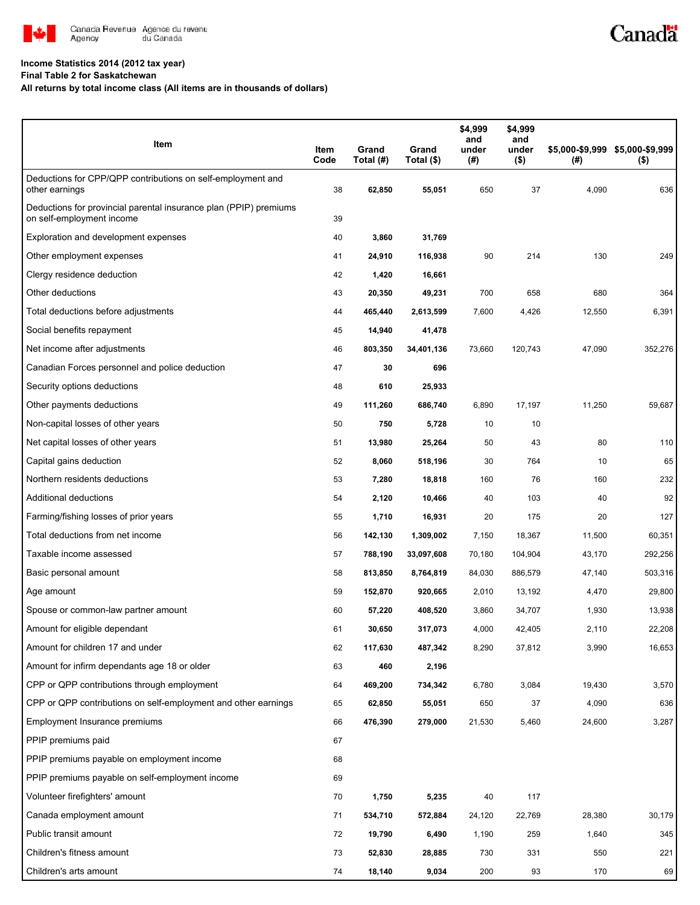**Income Statistics 2014 (2012 tax year)**
**Final Table 2 for Saskatchewan**
**All returns by total income class (All items are in thousands of dollars)**

| Item | Item Code | Grand Total (#) | Grand Total ($) | $4,999 and under (#) | $4,999 and under ($) | $5,000-$9,999 (#) | $5,000-$9,999 ($) |
|---|---|---|---|---|---|---|---|
| Deductions for CPP/QPP contributions on self-employment and other earnings | 38 | **62,850** | **55,051** | 650 | 37 | 4,090 | 636 |
| Deductions for provincial parental insurance plan (PPIP) premiums on self-employment income | 39 | | | | | | |
| Exploration and development expenses | 40 | **3,860** | **31,769** | | | | |
| Other employment expenses | 41 | **24,910** | **116,938** | 90 | 214 | 130 | 249 |
| Clergy residence deduction | 42 | **1,420** | **16,661** | | | | |
| Other deductions | 43 | **20,350** | **49,231** | 700 | 658 | 680 | 364 |
| Total deductions before adjustments | 44 | **465,440** | **2,613,599** | 7,600 | 4,426 | 12,550 | 6,391 |
| Social benefits repayment | 45 | **14,940** | **41,478** | | | | |
| Net income after adjustments | 46 | **803,350** | **34,401,136** | 73,660 | 120,743 | 47,090 | 352,276 |
| Canadian Forces personnel and police deduction | 47 | **30** | **696** | | | | |
| Security options deductions | 48 | **610** | **25,933** | | | | |
| Other payments deductions | 49 | **111,260** | **686,740** | 6,890 | 17,197 | 11,250 | 59,687 |
| Non-capital losses of other years | 50 | **750** | **5,728** | 10 | 10 | | |
| Net capital losses of other years | 51 | **13,980** | **25,264** | 50 | 43 | 80 | 110 |
| Capital gains deduction | 52 | **8,060** | **518,196** | 30 | 764 | 10 | 65 |
| Northern residents deductions | 53 | **7,280** | **18,818** | 160 | 76 | 160 | 232 |
| Additional deductions | 54 | **2,120** | **10,466** | 40 | 103 | 40 | 92 |
| Farming/fishing losses of prior years | 55 | **1,710** | **16,931** | 20 | 175 | 20 | 127 |
| Total deductions from net income | 56 | **142,130** | **1,309,002** | 7,150 | 18,367 | 11,500 | 60,351 |
| Taxable income assessed | 57 | **788,190** | **33,097,608** | 70,180 | 104,904 | 43,170 | 292,256 |
| Basic personal amount | 58 | **813,850** | **8,764,819** | 84,030 | 886,579 | 47,140 | 503,316 |
| Age amount | 59 | **152,870** | **920,665** | 2,010 | 13,192 | 4,470 | 29,800 |
| Spouse or common-law partner amount | 60 | **57,220** | **408,520** | 3,860 | 34,707 | 1,930 | 13,938 |
| Amount for eligible dependant | 61 | **30,650** | **317,073** | 4,000 | 42,405 | 2,110 | 22,208 |
| Amount for children 17 and under | 62 | **117,630** | **487,342** | 8,290 | 37,812 | 3,990 | 16,653 |
| Amount for infirm dependants age 18 or older | 63 | **460** | **2,196** | | | | |
| CPP or QPP contributions through employment | 64 | **469,200** | **734,342** | 6,780 | 3,084 | 19,430 | 3,570 |
| CPP or QPP contributions on self-employment and other earnings | 65 | **62,850** | **55,051** | 650 | 37 | 4,090 | 636 |
| Employment Insurance premiums | 66 | **476,390** | **279,000** | 21,530 | 5,460 | 24,600 | 3,287 |
| PPIP premiums paid | 67 | | | | | | |
| PPIP premiums payable on employment income | 68 | | | | | | |
| PPIP premiums payable on self-employment income | 69 | | | | | | |
| Volunteer firefighters' amount | 70 | **1,750** | **5,235** | 40 | 117 | | |
| Canada employment amount | 71 | **534,710** | **572,884** | 24,120 | 22,769 | 28,380 | 30,179 |
| Public transit amount | 72 | **19,790** | **6,490** | 1,190 | 259 | 1,640 | 345 |
| Children's fitness amount | 73 | **52,830** | **28,885** | 730 | 331 | 550 | 221 |
| Children's arts amount | 74 | **18,140** | **9,034** | 200 | 93 | 170 | 69 |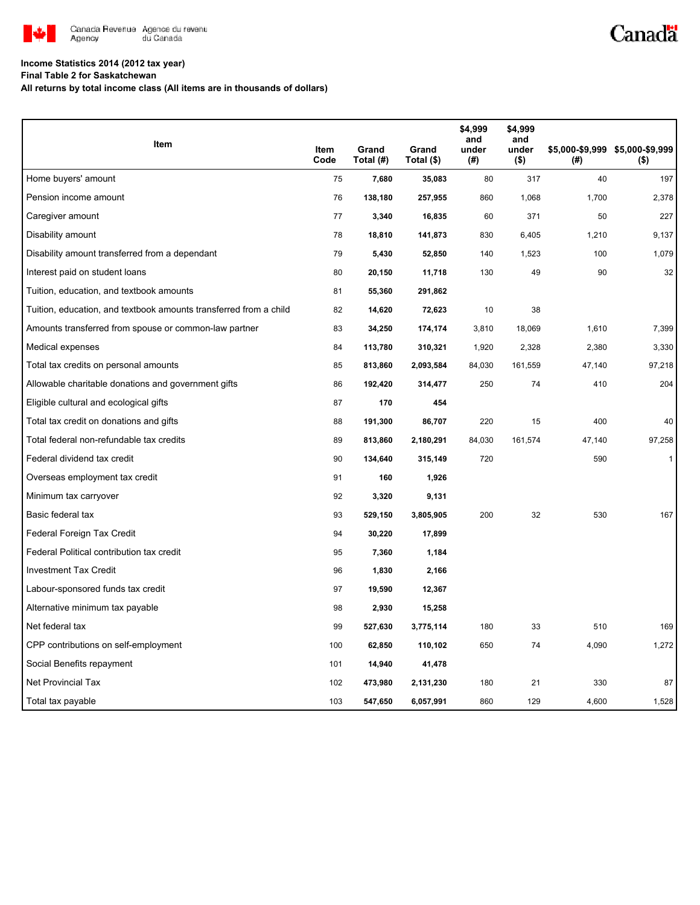**Income Statistics 2014 (2012 tax year)**

**Final Table 2 for Saskatchewan**

**All returns by total income class (All items are in thousands of dollars)**

| Item | Item Code | Grand Total (#) | Grand Total ($) | $4,999 and under (#) | $4,999 and under ($) | $5,000-$9,999 (#) | $5,000-$9,999 ($) |
|---|---|---|---|---|---|---|---|
| Home buyers' amount | 75 | **7,680** | **35,083** | 80 | 317 | 40 | 197 |
| Pension income amount | 76 | **138,180** | **257,955** | 860 | 1,068 | 1,700 | 2,378 |
| Caregiver amount | 77 | **3,340** | **16,835** | 60 | 371 | 50 | 227 |
| Disability amount | 78 | **18,810** | **141,873** | 830 | 6,405 | 1,210 | 9,137 |
| Disability amount transferred from a dependant | 79 | **5,430** | **52,850** | 140 | 1,523 | 100 | 1,079 |
| Interest paid on student loans | 80 | **20,150** | **11,718** | 130 | 49 | 90 | 32 |
| Tuition, education, and textbook amounts | 81 | **55,360** | **291,862** | | | | |
| Tuition, education, and textbook amounts transferred from a child | 82 | **14,620** | **72,623** | 10 | 38 | | |
| Amounts transferred from spouse or common-law partner | 83 | **34,250** | **174,174** | 3,810 | 18,069 | 1,610 | 7,399 |
| Medical expenses | 84 | **113,780** | **310,321** | 1,920 | 2,328 | 2,380 | 3,330 |
| Total tax credits on personal amounts | 85 | **813,860** | **2,093,584** | 84,030 | 161,559 | 47,140 | 97,218 |
| Allowable charitable donations and government gifts | 86 | **192,420** | **314,477** | 250 | 74 | 410 | 204 |
| Eligible cultural and ecological gifts | 87 | **170** | **454** | | | | |
| Total tax credit on donations and gifts | 88 | **191,300** | **86,707** | 220 | 15 | 400 | 40 |
| Total federal non-refundable tax credits | 89 | **813,860** | **2,180,291** | 84,030 | 161,574 | 47,140 | 97,258 |
| Federal dividend tax credit | 90 | **134,640** | **315,149** | 720 | | 590 | 1 |
| Overseas employment tax credit | 91 | **160** | **1,926** | | | | |
| Minimum tax carryover | 92 | **3,320** | **9,131** | | | | |
| Basic federal tax | 93 | **529,150** | **3,805,905** | 200 | 32 | 530 | 167 |
| Federal Foreign Tax Credit | 94 | **30,220** | **17,899** | | | | |
| Federal Political contribution tax credit | 95 | **7,360** | **1,184** | | | | |
| Investment Tax Credit | 96 | **1,830** | **2,166** | | | | |
| Labour-sponsored funds tax credit | 97 | **19,590** | **12,367** | | | | |
| Alternative minimum tax payable | 98 | **2,930** | **15,258** | | | | |
| Net federal tax | 99 | **527,630** | **3,775,114** | 180 | 33 | 510 | 169 |
| CPP contributions on self-employment | 100 | **62,850** | **110,102** | 650 | 74 | 4,090 | 1,272 |
| Social Benefits repayment | 101 | **14,940** | **41,478** | | | | |
| Net Provincial Tax | 102 | **473,980** | **2,131,230** | 180 | 21 | 330 | 87 |
| Total tax payable | 103 | **547,650** | **6,057,991** | 860 | 129 | 4,600 | 1,528 |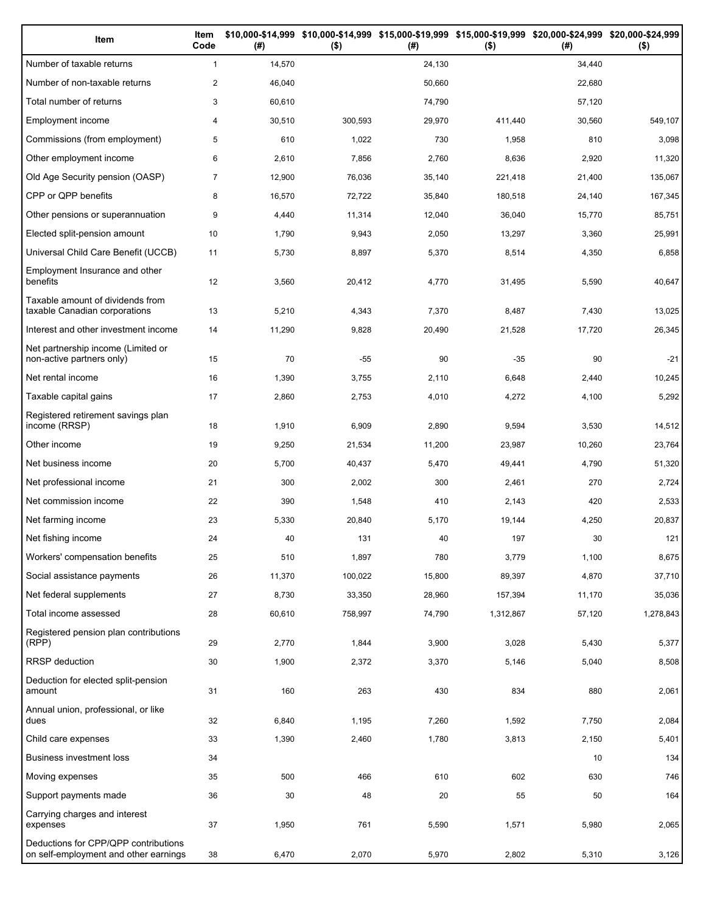| Item | Item Code | $10,000-$14,999 (#) | $10,000-$14,999 ($) | $15,000-$19,999 (#) | $15,000-$19,999 ($) | $20,000-$24,999 (#) | $20,000-$24,999 ($) |
|---|---|---|---|---|---|---|---|
| Number of taxable returns | 1 | 14,570 | | 24,130 | | 34,440 | |
| Number of non-taxable returns | 2 | 46,040 | | 50,660 | | 22,680 | |
| Total number of returns | 3 | 60,610 | | 74,790 | | 57,120 | |
| Employment income | 4 | 30,510 | 300,593 | 29,970 | 411,440 | 30,560 | 549,107 |
| Commissions (from employment) | 5 | 610 | 1,022 | 730 | 1,958 | 810 | 3,098 |
| Other employment income | 6 | 2,610 | 7,856 | 2,760 | 8,636 | 2,920 | 11,320 |
| Old Age Security pension (OASP) | 7 | 12,900 | 76,036 | 35,140 | 221,418 | 21,400 | 135,067 |
| CPP or QPP benefits | 8 | 16,570 | 72,722 | 35,840 | 180,518 | 24,140 | 167,345 |
| Other pensions or superannuation | 9 | 4,440 | 11,314 | 12,040 | 36,040 | 15,770 | 85,751 |
| Elected split-pension amount | 10 | 1,790 | 9,943 | 2,050 | 13,297 | 3,360 | 25,991 |
| Universal Child Care Benefit (UCCB) | 11 | 5,730 | 8,897 | 5,370 | 8,514 | 4,350 | 6,858 |
| Employment Insurance and other benefits | 12 | 3,560 | 20,412 | 4,770 | 31,495 | 5,590 | 40,647 |
| Taxable amount of dividends from taxable Canadian corporations | 13 | 5,210 | 4,343 | 7,370 | 8,487 | 7,430 | 13,025 |
| Interest and other investment income | 14 | 11,290 | 9,828 | 20,490 | 21,528 | 17,720 | 26,345 |
| Net partnership income (Limited or non-active partners only) | 15 | 70 | -55 | 90 | -35 | 90 | -21 |
| Net rental income | 16 | 1,390 | 3,755 | 2,110 | 6,648 | 2,440 | 10,245 |
| Taxable capital gains | 17 | 2,860 | 2,753 | 4,010 | 4,272 | 4,100 | 5,292 |
| Registered retirement savings plan income (RRSP) | 18 | 1,910 | 6,909 | 2,890 | 9,594 | 3,530 | 14,512 |
| Other income | 19 | 9,250 | 21,534 | 11,200 | 23,987 | 10,260 | 23,764 |
| Net business income | 20 | 5,700 | 40,437 | 5,470 | 49,441 | 4,790 | 51,320 |
| Net professional income | 21 | 300 | 2,002 | 300 | 2,461 | 270 | 2,724 |
| Net commission income | 22 | 390 | 1,548 | 410 | 2,143 | 420 | 2,533 |
| Net farming income | 23 | 5,330 | 20,840 | 5,170 | 19,144 | 4,250 | 20,837 |
| Net fishing income | 24 | 40 | 131 | 40 | 197 | 30 | 121 |
| Workers' compensation benefits | 25 | 510 | 1,897 | 780 | 3,779 | 1,100 | 8,675 |
| Social assistance payments | 26 | 11,370 | 100,022 | 15,800 | 89,397 | 4,870 | 37,710 |
| Net federal supplements | 27 | 8,730 | 33,350 | 28,960 | 157,394 | 11,170 | 35,036 |
| Total income assessed | 28 | 60,610 | 758,997 | 74,790 | 1,312,867 | 57,120 | 1,278,843 |
| Registered pension plan contributions (RPP) | 29 | 2,770 | 1,844 | 3,900 | 3,028 | 5,430 | 5,377 |
| RRSP deduction | 30 | 1,900 | 2,372 | 3,370 | 5,146 | 5,040 | 8,508 |
| Deduction for elected split-pension amount | 31 | 160 | 263 | 430 | 834 | 880 | 2,061 |
| Annual union, professional, or like dues | 32 | 6,840 | 1,195 | 7,260 | 1,592 | 7,750 | 2,084 |
| Child care expenses | 33 | 1,390 | 2,460 | 1,780 | 3,813 | 2,150 | 5,401 |
| Business investment loss | 34 | | | | | 10 | 134 |
| Moving expenses | 35 | 500 | 466 | 610 | 602 | 630 | 746 |
| Support payments made | 36 | 30 | 48 | 20 | 55 | 50 | 164 |
| Carrying charges and interest expenses | 37 | 1,950 | 761 | 5,590 | 1,571 | 5,980 | 2,065 |
| Deductions for CPP/QPP contributions on self-employment and other earnings | 38 | 6,470 | 2,070 | 5,970 | 2,802 | 5,310 | 3,126 |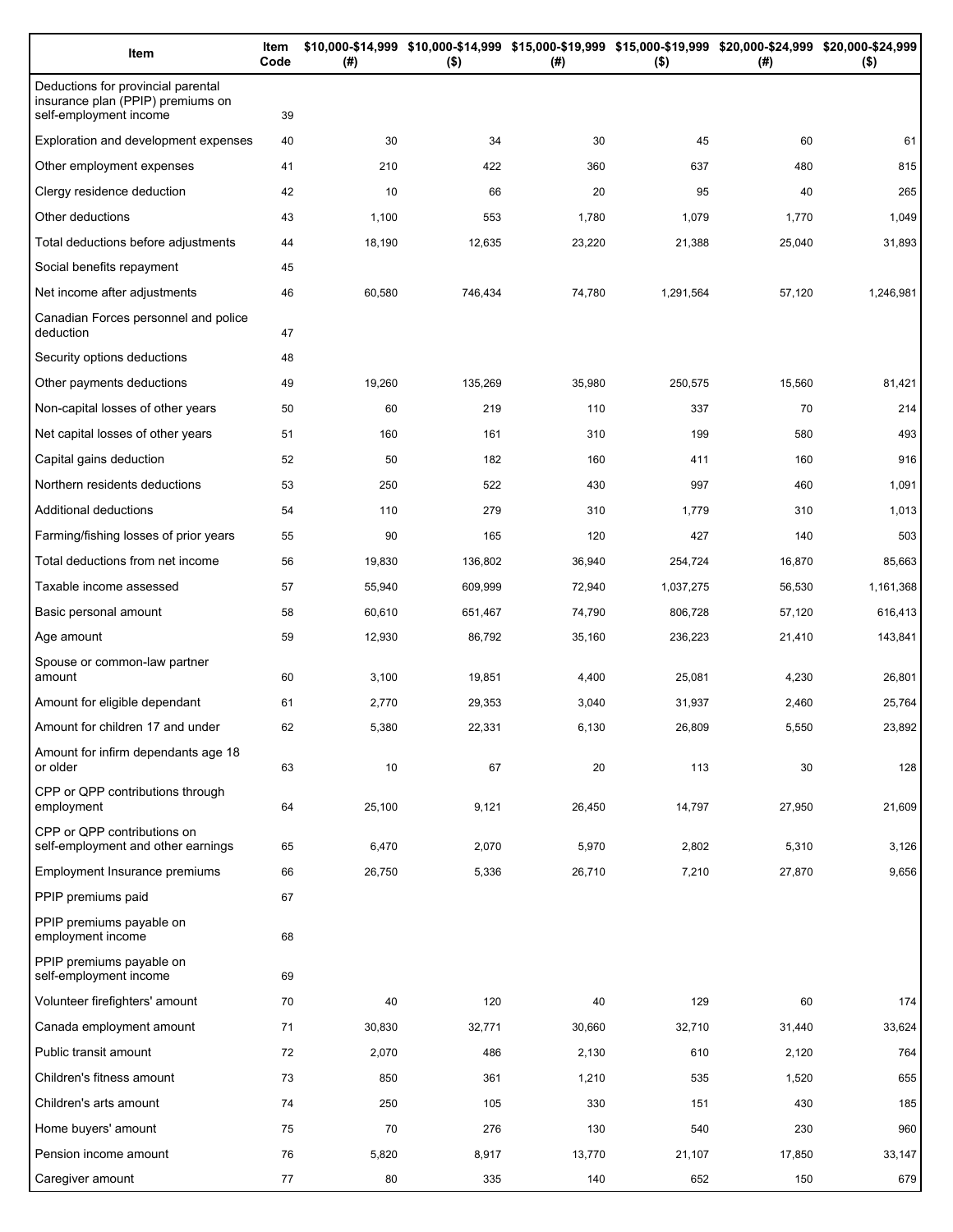| Item | Item Code | $10,000-$14,999 (#) | $10,000-$14,999 ($) | $15,000-$19,999 (#) | $15,000-$19,999 ($) | $20,000-$24,999 (#) | $20,000-$24,999 ($) |
|---|---|---|---|---|---|---|---|
| Deductions for provincial parental insurance plan (PPIP) premiums on self-employment income | 39 | | | | | | |
| Exploration and development expenses | 40 | 30 | 34 | 30 | 45 | 60 | 61 |
| Other employment expenses | 41 | 210 | 422 | 360 | 637 | 480 | 815 |
| Clergy residence deduction | 42 | 10 | 66 | 20 | 95 | 40 | 265 |
| Other deductions | 43 | 1,100 | 553 | 1,780 | 1,079 | 1,770 | 1,049 |
| Total deductions before adjustments | 44 | 18,190 | 12,635 | 23,220 | 21,388 | 25,040 | 31,893 |
| Social benefits repayment | 45 | | | | | | |
| Net income after adjustments | 46 | 60,580 | 746,434 | 74,780 | 1,291,564 | 57,120 | 1,246,981 |
| Canadian Forces personnel and police deduction | 47 | | | | | | |
| Security options deductions | 48 | | | | | | |
| Other payments deductions | 49 | 19,260 | 135,269 | 35,980 | 250,575 | 15,560 | 81,421 |
| Non-capital losses of other years | 50 | 60 | 219 | 110 | 337 | 70 | 214 |
| Net capital losses of other years | 51 | 160 | 161 | 310 | 199 | 580 | 493 |
| Capital gains deduction | 52 | 50 | 182 | 160 | 411 | 160 | 916 |
| Northern residents deductions | 53 | 250 | 522 | 430 | 997 | 460 | 1,091 |
| Additional deductions | 54 | 110 | 279 | 310 | 1,779 | 310 | 1,013 |
| Farming/fishing losses of prior years | 55 | 90 | 165 | 120 | 427 | 140 | 503 |
| Total deductions from net income | 56 | 19,830 | 136,802 | 36,940 | 254,724 | 16,870 | 85,663 |
| Taxable income assessed | 57 | 55,940 | 609,999 | 72,940 | 1,037,275 | 56,530 | 1,161,368 |
| Basic personal amount | 58 | 60,610 | 651,467 | 74,790 | 806,728 | 57,120 | 616,413 |
| Age amount | 59 | 12,930 | 86,792 | 35,160 | 236,223 | 21,410 | 143,841 |
| Spouse or common-law partner amount | 60 | 3,100 | 19,851 | 4,400 | 25,081 | 4,230 | 26,801 |
| Amount for eligible dependant | 61 | 2,770 | 29,353 | 3,040 | 31,937 | 2,460 | 25,764 |
| Amount for children 17 and under | 62 | 5,380 | 22,331 | 6,130 | 26,809 | 5,550 | 23,892 |
| Amount for infirm dependants age 18 or older | 63 | 10 | 67 | 20 | 113 | 30 | 128 |
| CPP or QPP contributions through employment | 64 | 25,100 | 9,121 | 26,450 | 14,797 | 27,950 | 21,609 |
| CPP or QPP contributions on self-employment and other earnings | 65 | 6,470 | 2,070 | 5,970 | 2,802 | 5,310 | 3,126 |
| Employment Insurance premiums | 66 | 26,750 | 5,336 | 26,710 | 7,210 | 27,870 | 9,656 |
| PPIP premiums paid | 67 | | | | | | |
| PPIP premiums payable on employment income | 68 | | | | | | |
| PPIP premiums payable on self-employment income | 69 | | | | | | |
| Volunteer firefighters' amount | 70 | 40 | 120 | 40 | 129 | 60 | 174 |
| Canada employment amount | 71 | 30,830 | 32,771 | 30,660 | 32,710 | 31,440 | 33,624 |
| Public transit amount | 72 | 2,070 | 486 | 2,130 | 610 | 2,120 | 764 |
| Children's fitness amount | 73 | 850 | 361 | 1,210 | 535 | 1,520 | 655 |
| Children's arts amount | 74 | 250 | 105 | 330 | 151 | 430 | 185 |
| Home buyers' amount | 75 | 70 | 276 | 130 | 540 | 230 | 960 |
| Pension income amount | 76 | 5,820 | 8,917 | 13,770 | 21,107 | 17,850 | 33,147 |
| Caregiver amount | 77 | 80 | 335 | 140 | 652 | 150 | 679 |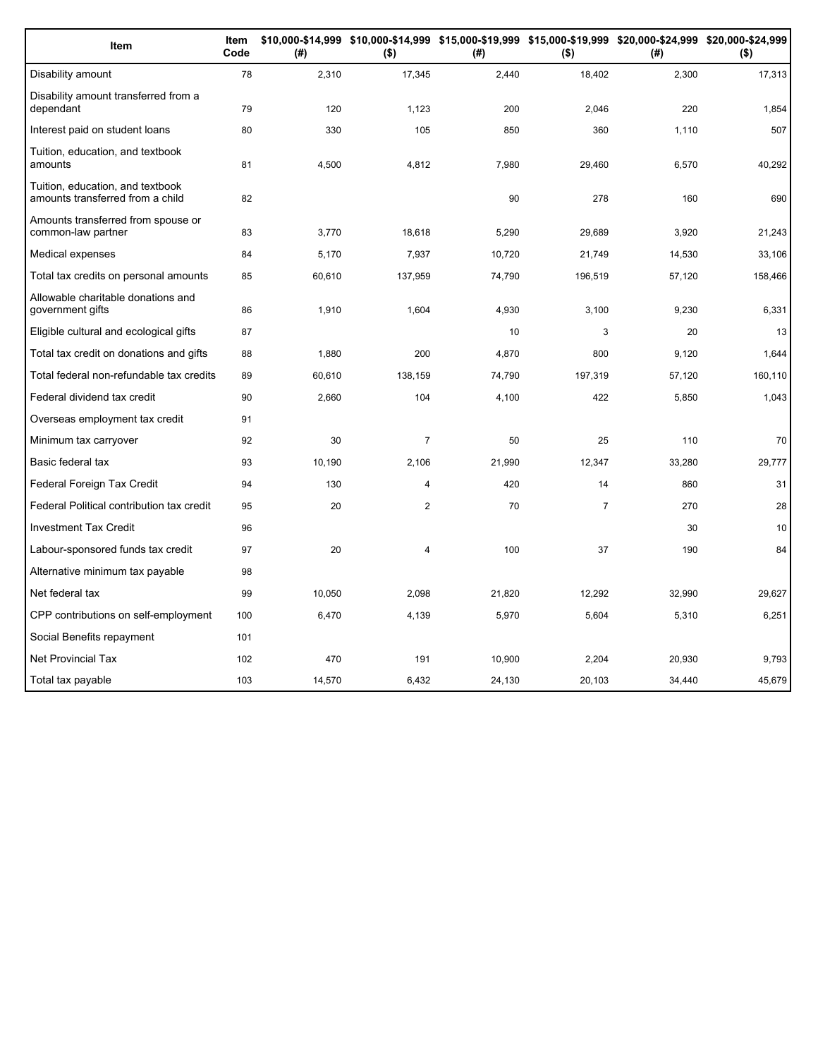| Item | Item Code | $10,000-$14,999 (#) | $10,000-$14,999 ($) | $15,000-$19,999 (#) | $15,000-$19,999 ($) | $20,000-$24,999 (#) | $20,000-$24,999 ($) |
|---|---|---|---|---|---|---|---|
| Disability amount | 78 | 2,310 | 17,345 | 2,440 | 18,402 | 2,300 | 17,313 |
| Disability amount transferred from a dependant | 79 | 120 | 1,123 | 200 | 2,046 | 220 | 1,854 |
| Interest paid on student loans | 80 | 330 | 105 | 850 | 360 | 1,110 | 507 |
| Tuition, education, and textbook amounts | 81 | 4,500 | 4,812 | 7,980 | 29,460 | 6,570 | 40,292 |
| Tuition, education, and textbook amounts transferred from a child | 82 | | | 90 | 278 | 160 | 690 |
| Amounts transferred from spouse or common-law partner | 83 | 3,770 | 18,618 | 5,290 | 29,689 | 3,920 | 21,243 |
| Medical expenses | 84 | 5,170 | 7,937 | 10,720 | 21,749 | 14,530 | 33,106 |
| Total tax credits on personal amounts | 85 | 60,610 | 137,959 | 74,790 | 196,519 | 57,120 | 158,466 |
| Allowable charitable donations and government gifts | 86 | 1,910 | 1,604 | 4,930 | 3,100 | 9,230 | 6,331 |
| Eligible cultural and ecological gifts | 87 | | | 10 | 3 | 20 | 13 |
| Total tax credit on donations and gifts | 88 | 1,880 | 200 | 4,870 | 800 | 9,120 | 1,644 |
| Total federal non-refundable tax credits | 89 | 60,610 | 138,159 | 74,790 | 197,319 | 57,120 | 160,110 |
| Federal dividend tax credit | 90 | 2,660 | 104 | 4,100 | 422 | 5,850 | 1,043 |
| Overseas employment tax credit | 91 | | | | | | |
| Minimum tax carryover | 92 | 30 | 7 | 50 | 25 | 110 | 70 |
| Basic federal tax | 93 | 10,190 | 2,106 | 21,990 | 12,347 | 33,280 | 29,777 |
| Federal Foreign Tax Credit | 94 | 130 | 4 | 420 | 14 | 860 | 31 |
| Federal Political contribution tax credit | 95 | 20 | 2 | 70 | 7 | 270 | 28 |
| Investment Tax Credit | 96 | | | | | 30 | 10 |
| Labour-sponsored funds tax credit | 97 | 20 | 4 | 100 | 37 | 190 | 84 |
| Alternative minimum tax payable | 98 | | | | | | |
| Net federal tax | 99 | 10,050 | 2,098 | 21,820 | 12,292 | 32,990 | 29,627 |
| CPP contributions on self-employment | 100 | 6,470 | 4,139 | 5,970 | 5,604 | 5,310 | 6,251 |
| Social Benefits repayment | 101 | | | | | | |
| Net Provincial Tax | 102 | 470 | 191 | 10,900 | 2,204 | 20,930 | 9,793 |
| Total tax payable | 103 | 14,570 | 6,432 | 24,130 | 20,103 | 34,440 | 45,679 |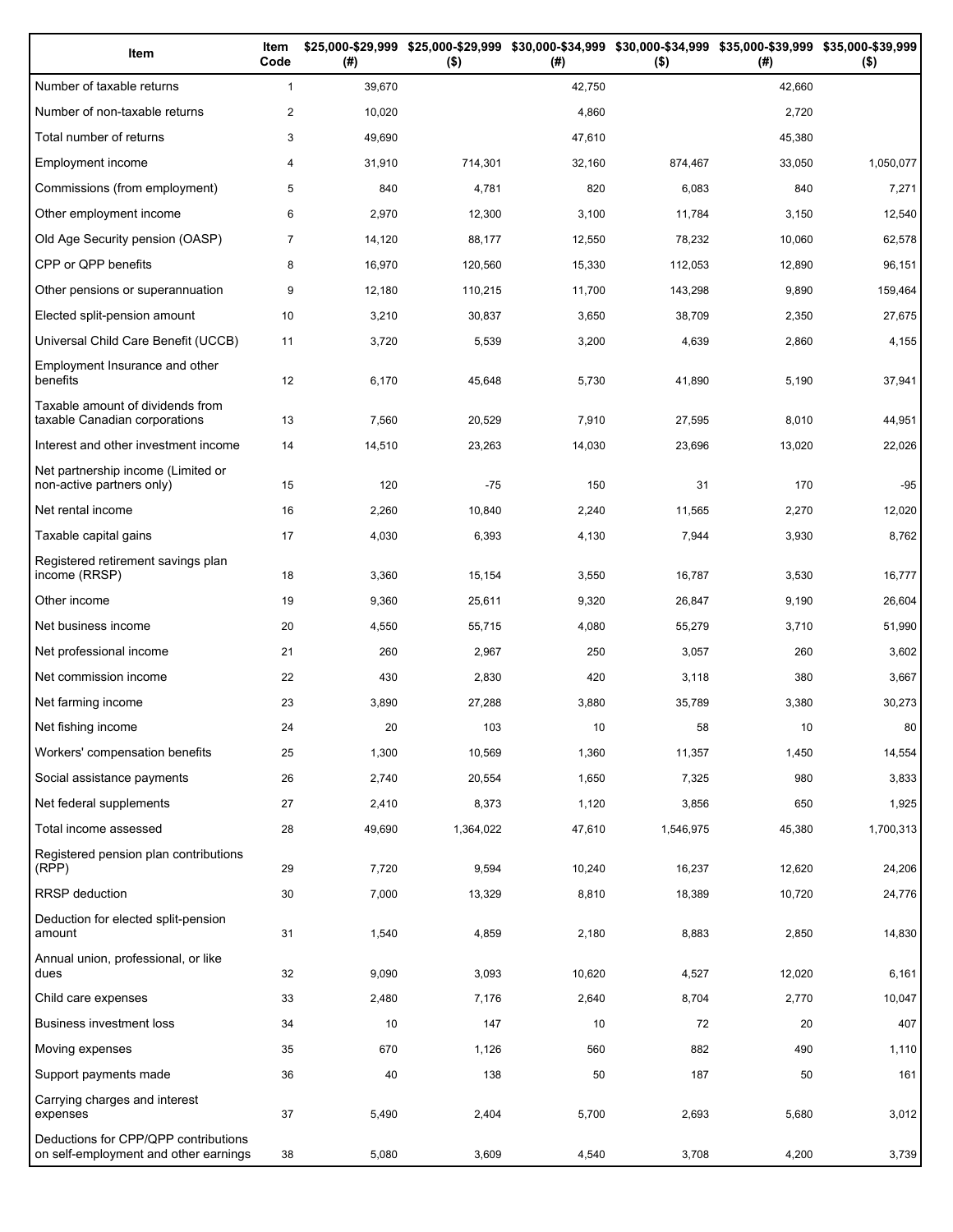| Item | Item Code | $25,000-$29,999 (#) | $25,000-$29,999 ($) | $30,000-$34,999 (#) | $30,000-$34,999 ($) | $35,000-$39,999 (#) | $35,000-$39,999 ($) |
|---|---|---|---|---|---|---|---|
| Number of taxable returns | 1 | 39,670 | | 42,750 | | 42,660 | |
| Number of non-taxable returns | 2 | 10,020 | | 4,860 | | 2,720 | |
| Total number of returns | 3 | 49,690 | | 47,610 | | 45,380 | |
| Employment income | 4 | 31,910 | 714,301 | 32,160 | 874,467 | 33,050 | 1,050,077 |
| Commissions (from employment) | 5 | 840 | 4,781 | 820 | 6,083 | 840 | 7,271 |
| Other employment income | 6 | 2,970 | 12,300 | 3,100 | 11,784 | 3,150 | 12,540 |
| Old Age Security pension (OASP) | 7 | 14,120 | 88,177 | 12,550 | 78,232 | 10,060 | 62,578 |
| CPP or QPP benefits | 8 | 16,970 | 120,560 | 15,330 | 112,053 | 12,890 | 96,151 |
| Other pensions or superannuation | 9 | 12,180 | 110,215 | 11,700 | 143,298 | 9,890 | 159,464 |
| Elected split-pension amount | 10 | 3,210 | 30,837 | 3,650 | 38,709 | 2,350 | 27,675 |
| Universal Child Care Benefit (UCCB) | 11 | 3,720 | 5,539 | 3,200 | 4,639 | 2,860 | 4,155 |
| Employment Insurance and other benefits | 12 | 6,170 | 45,648 | 5,730 | 41,890 | 5,190 | 37,941 |
| Taxable amount of dividends from taxable Canadian corporations | 13 | 7,560 | 20,529 | 7,910 | 27,595 | 8,010 | 44,951 |
| Interest and other investment income | 14 | 14,510 | 23,263 | 14,030 | 23,696 | 13,020 | 22,026 |
| Net partnership income (Limited or non-active partners only) | 15 | 120 | -75 | 150 | 31 | 170 | -95 |
| Net rental income | 16 | 2,260 | 10,840 | 2,240 | 11,565 | 2,270 | 12,020 |
| Taxable capital gains | 17 | 4,030 | 6,393 | 4,130 | 7,944 | 3,930 | 8,762 |
| Registered retirement savings plan income (RRSP) | 18 | 3,360 | 15,154 | 3,550 | 16,787 | 3,530 | 16,777 |
| Other income | 19 | 9,360 | 25,611 | 9,320 | 26,847 | 9,190 | 26,604 |
| Net business income | 20 | 4,550 | 55,715 | 4,080 | 55,279 | 3,710 | 51,990 |
| Net professional income | 21 | 260 | 2,967 | 250 | 3,057 | 260 | 3,602 |
| Net commission income | 22 | 430 | 2,830 | 420 | 3,118 | 380 | 3,667 |
| Net farming income | 23 | 3,890 | 27,288 | 3,880 | 35,789 | 3,380 | 30,273 |
| Net fishing income | 24 | 20 | 103 | 10 | 58 | 10 | 80 |
| Workers' compensation benefits | 25 | 1,300 | 10,569 | 1,360 | 11,357 | 1,450 | 14,554 |
| Social assistance payments | 26 | 2,740 | 20,554 | 1,650 | 7,325 | 980 | 3,833 |
| Net federal supplements | 27 | 2,410 | 8,373 | 1,120 | 3,856 | 650 | 1,925 |
| Total income assessed | 28 | 49,690 | 1,364,022 | 47,610 | 1,546,975 | 45,380 | 1,700,313 |
| Registered pension plan contributions (RPP) | 29 | 7,720 | 9,594 | 10,240 | 16,237 | 12,620 | 24,206 |
| RRSP deduction | 30 | 7,000 | 13,329 | 8,810 | 18,389 | 10,720 | 24,776 |
| Deduction for elected split-pension amount | 31 | 1,540 | 4,859 | 2,180 | 8,883 | 2,850 | 14,830 |
| Annual union, professional, or like dues | 32 | 9,090 | 3,093 | 10,620 | 4,527 | 12,020 | 6,161 |
| Child care expenses | 33 | 2,480 | 7,176 | 2,640 | 8,704 | 2,770 | 10,047 |
| Business investment loss | 34 | 10 | 147 | 10 | 72 | 20 | 407 |
| Moving expenses | 35 | 670 | 1,126 | 560 | 882 | 490 | 1,110 |
| Support payments made | 36 | 40 | 138 | 50 | 187 | 50 | 161 |
| Carrying charges and interest expenses | 37 | 5,490 | 2,404 | 5,700 | 2,693 | 5,680 | 3,012 |
| Deductions for CPP/QPP contributions on self-employment and other earnings | 38 | 5,080 | 3,609 | 4,540 | 3,708 | 4,200 | 3,739 |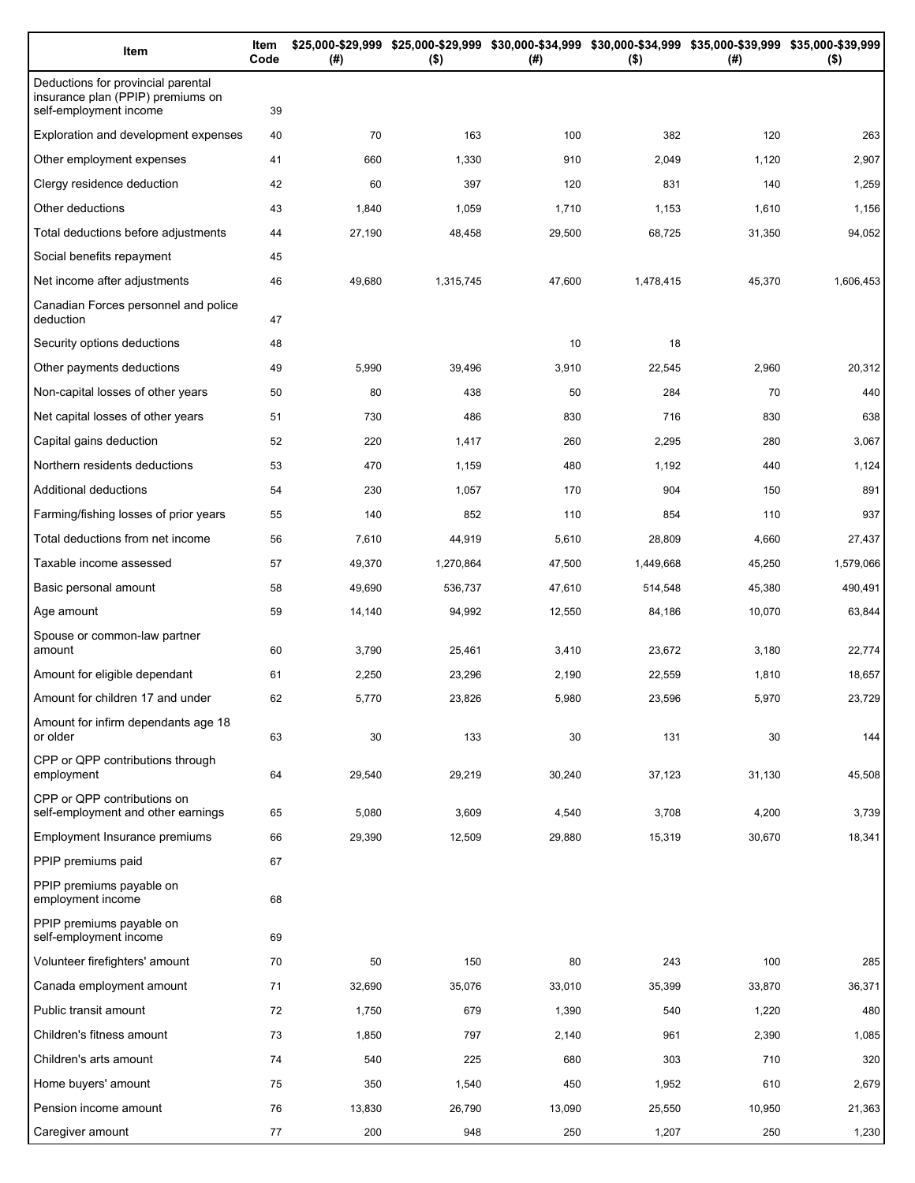| Item | Item Code | $25,000-$29,999 (#) | $25,000-$29,999 ($) | $30,000-$34,999 (#) | $30,000-$34,999 ($) | $35,000-$39,999 (#) | $35,000-$39,999 ($) |
|---|---|---|---|---|---|---|---|
| Deductions for provincial parental insurance plan (PPIP) premiums on self-employment income | 39 | | | | | | |
| Exploration and development expenses | 40 | 70 | 163 | 100 | 382 | 120 | 263 |
| Other employment expenses | 41 | 660 | 1,330 | 910 | 2,049 | 1,120 | 2,907 |
| Clergy residence deduction | 42 | 60 | 397 | 120 | 831 | 140 | 1,259 |
| Other deductions | 43 | 1,840 | 1,059 | 1,710 | 1,153 | 1,610 | 1,156 |
| Total deductions before adjustments | 44 | 27,190 | 48,458 | 29,500 | 68,725 | 31,350 | 94,052 |
| Social benefits repayment | 45 | | | | | | |
| Net income after adjustments | 46 | 49,680 | 1,315,745 | 47,600 | 1,478,415 | 45,370 | 1,606,453 |
| Canadian Forces personnel and police deduction | 47 | | | | | | |
| Security options deductions | 48 | | | 10 | 18 | | |
| Other payments deductions | 49 | 5,990 | 39,496 | 3,910 | 22,545 | 2,960 | 20,312 |
| Non-capital losses of other years | 50 | 80 | 438 | 50 | 284 | 70 | 440 |
| Net capital losses of other years | 51 | 730 | 486 | 830 | 716 | 830 | 638 |
| Capital gains deduction | 52 | 220 | 1,417 | 260 | 2,295 | 280 | 3,067 |
| Northern residents deductions | 53 | 470 | 1,159 | 480 | 1,192 | 440 | 1,124 |
| Additional deductions | 54 | 230 | 1,057 | 170 | 904 | 150 | 891 |
| Farming/fishing losses of prior years | 55 | 140 | 852 | 110 | 854 | 110 | 937 |
| Total deductions from net income | 56 | 7,610 | 44,919 | 5,610 | 28,809 | 4,660 | 27,437 |
| Taxable income assessed | 57 | 49,370 | 1,270,864 | 47,500 | 1,449,668 | 45,250 | 1,579,066 |
| Basic personal amount | 58 | 49,690 | 536,737 | 47,610 | 514,548 | 45,380 | 490,491 |
| Age amount | 59 | 14,140 | 94,992 | 12,550 | 84,186 | 10,070 | 63,844 |
| Spouse or common-law partner amount | 60 | 3,790 | 25,461 | 3,410 | 23,672 | 3,180 | 22,774 |
| Amount for eligible dependant | 61 | 2,250 | 23,296 | 2,190 | 22,559 | 1,810 | 18,657 |
| Amount for children 17 and under | 62 | 5,770 | 23,826 | 5,980 | 23,596 | 5,970 | 23,729 |
| Amount for infirm dependants age 18 or older | 63 | 30 | 133 | 30 | 131 | 30 | 144 |
| CPP or QPP contributions through employment | 64 | 29,540 | 29,219 | 30,240 | 37,123 | 31,130 | 45,508 |
| CPP or QPP contributions on self-employment and other earnings | 65 | 5,080 | 3,609 | 4,540 | 3,708 | 4,200 | 3,739 |
| Employment Insurance premiums | 66 | 29,390 | 12,509 | 29,880 | 15,319 | 30,670 | 18,341 |
| PPIP premiums paid | 67 | | | | | | |
| PPIP premiums payable on employment income | 68 | | | | | | |
| PPIP premiums payable on self-employment income | 69 | | | | | | |
| Volunteer firefighters' amount | 70 | 50 | 150 | 80 | 243 | 100 | 285 |
| Canada employment amount | 71 | 32,690 | 35,076 | 33,010 | 35,399 | 33,870 | 36,371 |
| Public transit amount | 72 | 1,750 | 679 | 1,390 | 540 | 1,220 | 480 |
| Children's fitness amount | 73 | 1,850 | 797 | 2,140 | 961 | 2,390 | 1,085 |
| Children's arts amount | 74 | 540 | 225 | 680 | 303 | 710 | 320 |
| Home buyers' amount | 75 | 350 | 1,540 | 450 | 1,952 | 610 | 2,679 |
| Pension income amount | 76 | 13,830 | 26,790 | 13,090 | 25,550 | 10,950 | 21,363 |
| Caregiver amount | 77 | 200 | 948 | 250 | 1,207 | 250 | 1,230 |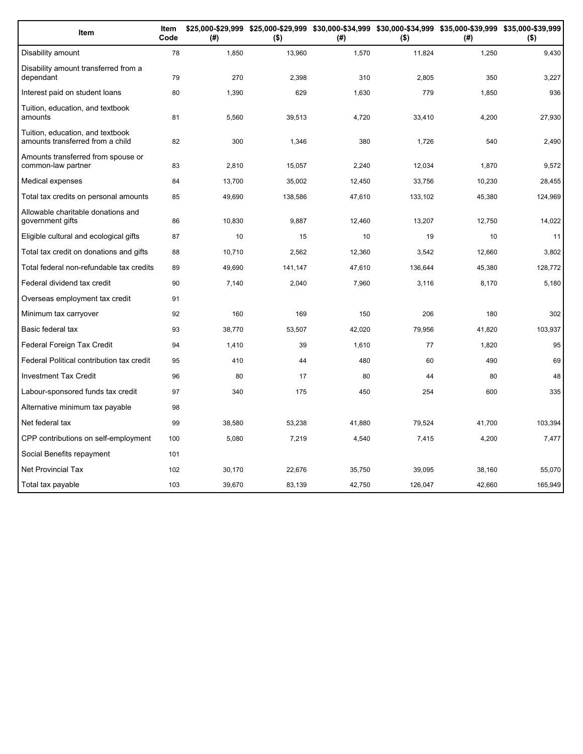| Item | Item Code | $25,000-$29,999 (#) | $25,000-$29,999 ($) | $30,000-$34,999 (#) | $30,000-$34,999 ($) | $35,000-$39,999 (#) | $35,000-$39,999 ($) |
|---|---|---|---|---|---|---|---|
| Disability amount | 78 | 1,850 | 13,960 | 1,570 | 11,824 | 1,250 | 9,430 |
| Disability amount transferred from a dependant | 79 | 270 | 2,398 | 310 | 2,805 | 350 | 3,227 |
| Interest paid on student loans | 80 | 1,390 | 629 | 1,630 | 779 | 1,850 | 936 |
| Tuition, education, and textbook amounts | 81 | 5,560 | 39,513 | 4,720 | 33,410 | 4,200 | 27,930 |
| Tuition, education, and textbook amounts transferred from a child | 82 | 300 | 1,346 | 380 | 1,726 | 540 | 2,490 |
| Amounts transferred from spouse or common-law partner | 83 | 2,810 | 15,057 | 2,240 | 12,034 | 1,870 | 9,572 |
| Medical expenses | 84 | 13,700 | 35,002 | 12,450 | 33,756 | 10,230 | 28,455 |
| Total tax credits on personal amounts | 85 | 49,690 | 138,586 | 47,610 | 133,102 | 45,380 | 124,969 |
| Allowable charitable donations and government gifts | 86 | 10,830 | 9,887 | 12,460 | 13,207 | 12,750 | 14,022 |
| Eligible cultural and ecological gifts | 87 | 10 | 15 | 10 | 19 | 10 | 11 |
| Total tax credit on donations and gifts | 88 | 10,710 | 2,562 | 12,360 | 3,542 | 12,660 | 3,802 |
| Total federal non-refundable tax credits | 89 | 49,690 | 141,147 | 47,610 | 136,644 | 45,380 | 128,772 |
| Federal dividend tax credit | 90 | 7,140 | 2,040 | 7,960 | 3,116 | 8,170 | 5,180 |
| Overseas employment tax credit | 91 | | | | | | |
| Minimum tax carryover | 92 | 160 | 169 | 150 | 206 | 180 | 302 |
| Basic federal tax | 93 | 38,770 | 53,507 | 42,020 | 79,956 | 41,820 | 103,937 |
| Federal Foreign Tax Credit | 94 | 1,410 | 39 | 1,610 | 77 | 1,820 | 95 |
| Federal Political contribution tax credit | 95 | 410 | 44 | 480 | 60 | 490 | 69 |
| Investment Tax Credit | 96 | 80 | 17 | 80 | 44 | 80 | 48 |
| Labour-sponsored funds tax credit | 97 | 340 | 175 | 450 | 254 | 600 | 335 |
| Alternative minimum tax payable | 98 | | | | | | |
| Net federal tax | 99 | 38,580 | 53,238 | 41,880 | 79,524 | 41,700 | 103,394 |
| CPP contributions on self-employment | 100 | 5,080 | 7,219 | 4,540 | 7,415 | 4,200 | 7,477 |
| Social Benefits repayment | 101 | | | | | | |
| Net Provincial Tax | 102 | 30,170 | 22,676 | 35,750 | 39,095 | 38,160 | 55,070 |
| Total tax payable | 103 | 39,670 | 83,139 | 42,750 | 126,047 | 42,660 | 165,949 |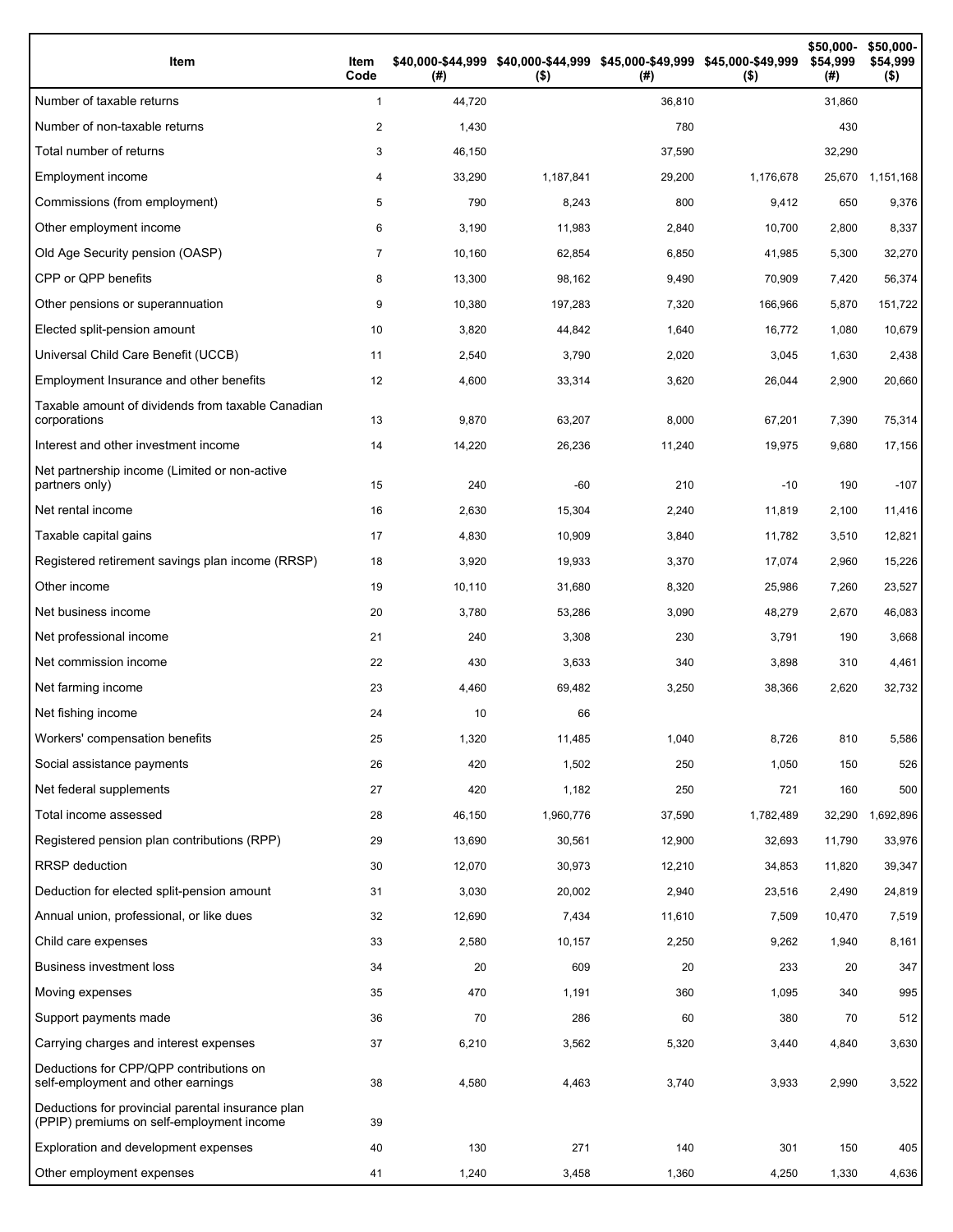| Item | Item Code | $40,000-$44,999 (#) | $40,000-$44,999 ($) | $45,000-$49,999 (#) | $45,000-$49,999 ($) | $50,000-$54,999 (#) | $50,000-$54,999 ($) |
|---|---|---|---|---|---|---|---|
| Number of taxable returns | 1 | 44,720 | | 36,810 | | 31,860 | |
| Number of non-taxable returns | 2 | 1,430 | | 780 | | 430 | |
| Total number of returns | 3 | 46,150 | | 37,590 | | 32,290 | |
| Employment income | 4 | 33,290 | 1,187,841 | 29,200 | 1,176,678 | 25,670 | 1,151,168 |
| Commissions (from employment) | 5 | 790 | 8,243 | 800 | 9,412 | 650 | 9,376 |
| Other employment income | 6 | 3,190 | 11,983 | 2,840 | 10,700 | 2,800 | 8,337 |
| Old Age Security pension (OASP) | 7 | 10,160 | 62,854 | 6,850 | 41,985 | 5,300 | 32,270 |
| CPP or QPP benefits | 8 | 13,300 | 98,162 | 9,490 | 70,909 | 7,420 | 56,374 |
| Other pensions or superannuation | 9 | 10,380 | 197,283 | 7,320 | 166,966 | 5,870 | 151,722 |
| Elected split-pension amount | 10 | 3,820 | 44,842 | 1,640 | 16,772 | 1,080 | 10,679 |
| Universal Child Care Benefit (UCCB) | 11 | 2,540 | 3,790 | 2,020 | 3,045 | 1,630 | 2,438 |
| Employment Insurance and other benefits | 12 | 4,600 | 33,314 | 3,620 | 26,044 | 2,900 | 20,660 |
| Taxable amount of dividends from taxable Canadian corporations | 13 | 9,870 | 63,207 | 8,000 | 67,201 | 7,390 | 75,314 |
| Interest and other investment income | 14 | 14,220 | 26,236 | 11,240 | 19,975 | 9,680 | 17,156 |
| Net partnership income (Limited or non-active partners only) | 15 | 240 | -60 | 210 | -10 | 190 | -107 |
| Net rental income | 16 | 2,630 | 15,304 | 2,240 | 11,819 | 2,100 | 11,416 |
| Taxable capital gains | 17 | 4,830 | 10,909 | 3,840 | 11,782 | 3,510 | 12,821 |
| Registered retirement savings plan income (RRSP) | 18 | 3,920 | 19,933 | 3,370 | 17,074 | 2,960 | 15,226 |
| Other income | 19 | 10,110 | 31,680 | 8,320 | 25,986 | 7,260 | 23,527 |
| Net business income | 20 | 3,780 | 53,286 | 3,090 | 48,279 | 2,670 | 46,083 |
| Net professional income | 21 | 240 | 3,308 | 230 | 3,791 | 190 | 3,668 |
| Net commission income | 22 | 430 | 3,633 | 340 | 3,898 | 310 | 4,461 |
| Net farming income | 23 | 4,460 | 69,482 | 3,250 | 38,366 | 2,620 | 32,732 |
| Net fishing income | 24 | 10 | 66 | | | | |
| Workers' compensation benefits | 25 | 1,320 | 11,485 | 1,040 | 8,726 | 810 | 5,586 |
| Social assistance payments | 26 | 420 | 1,502 | 250 | 1,050 | 150 | 526 |
| Net federal supplements | 27 | 420 | 1,182 | 250 | 721 | 160 | 500 |
| Total income assessed | 28 | 46,150 | 1,960,776 | 37,590 | 1,782,489 | 32,290 | 1,692,896 |
| Registered pension plan contributions (RPP) | 29 | 13,690 | 30,561 | 12,900 | 32,693 | 11,790 | 33,976 |
| RRSP deduction | 30 | 12,070 | 30,973 | 12,210 | 34,853 | 11,820 | 39,347 |
| Deduction for elected split-pension amount | 31 | 3,030 | 20,002 | 2,940 | 23,516 | 2,490 | 24,819 |
| Annual union, professional, or like dues | 32 | 12,690 | 7,434 | 11,610 | 7,509 | 10,470 | 7,519 |
| Child care expenses | 33 | 2,580 | 10,157 | 2,250 | 9,262 | 1,940 | 8,161 |
| Business investment loss | 34 | 20 | 609 | 20 | 233 | 20 | 347 |
| Moving expenses | 35 | 470 | 1,191 | 360 | 1,095 | 340 | 995 |
| Support payments made | 36 | 70 | 286 | 60 | 380 | 70 | 512 |
| Carrying charges and interest expenses | 37 | 6,210 | 3,562 | 5,320 | 3,440 | 4,840 | 3,630 |
| Deductions for CPP/QPP contributions on self-employment and other earnings | 38 | 4,580 | 4,463 | 3,740 | 3,933 | 2,990 | 3,522 |
| Deductions for provincial parental insurance plan (PPIP) premiums on self-employment income | 39 | | | | | | |
| Exploration and development expenses | 40 | 130 | 271 | 140 | 301 | 150 | 405 |
| Other employment expenses | 41 | 1,240 | 3,458 | 1,360 | 4,250 | 1,330 | 4,636 |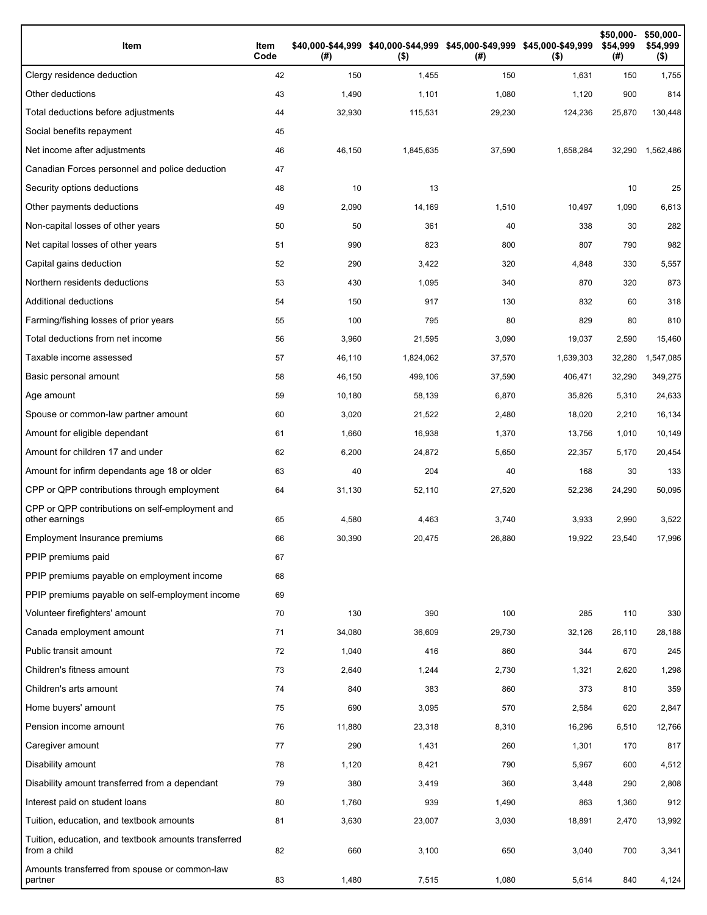| Item | Item Code | $40,000-$44,999 (#) | $40,000-$44,999 ($) | $45,000-$49,999 (#) | $45,000-$49,999 ($) | $50,000-$54,999 (#) | $50,000-$54,999 ($) |
|---|---|---|---|---|---|---|---|
| Clergy residence deduction | 42 | 150 | 1,455 | 150 | 1,631 | 150 | 1,755 |
| Other deductions | 43 | 1,490 | 1,101 | 1,080 | 1,120 | 900 | 814 |
| Total deductions before adjustments | 44 | 32,930 | 115,531 | 29,230 | 124,236 | 25,870 | 130,448 |
| Social benefits repayment | 45 | | | | | | |
| Net income after adjustments | 46 | 46,150 | 1,845,635 | 37,590 | 1,658,284 | 32,290 | 1,562,486 |
| Canadian Forces personnel and police deduction | 47 | | | | | | |
| Security options deductions | 48 | 10 | 13 | | | 10 | 25 |
| Other payments deductions | 49 | 2,090 | 14,169 | 1,510 | 10,497 | 1,090 | 6,613 |
| Non-capital losses of other years | 50 | 50 | 361 | 40 | 338 | 30 | 282 |
| Net capital losses of other years | 51 | 990 | 823 | 800 | 807 | 790 | 982 |
| Capital gains deduction | 52 | 290 | 3,422 | 320 | 4,848 | 330 | 5,557 |
| Northern residents deductions | 53 | 430 | 1,095 | 340 | 870 | 320 | 873 |
| Additional deductions | 54 | 150 | 917 | 130 | 832 | 60 | 318 |
| Farming/fishing losses of prior years | 55 | 100 | 795 | 80 | 829 | 80 | 810 |
| Total deductions from net income | 56 | 3,960 | 21,595 | 3,090 | 19,037 | 2,590 | 15,460 |
| Taxable income assessed | 57 | 46,110 | 1,824,062 | 37,570 | 1,639,303 | 32,280 | 1,547,085 |
| Basic personal amount | 58 | 46,150 | 499,106 | 37,590 | 406,471 | 32,290 | 349,275 |
| Age amount | 59 | 10,180 | 58,139 | 6,870 | 35,826 | 5,310 | 24,633 |
| Spouse or common-law partner amount | 60 | 3,020 | 21,522 | 2,480 | 18,020 | 2,210 | 16,134 |
| Amount for eligible dependant | 61 | 1,660 | 16,938 | 1,370 | 13,756 | 1,010 | 10,149 |
| Amount for children 17 and under | 62 | 6,200 | 24,872 | 5,650 | 22,357 | 5,170 | 20,454 |
| Amount for infirm dependants age 18 or older | 63 | 40 | 204 | 40 | 168 | 30 | 133 |
| CPP or QPP contributions through employment | 64 | 31,130 | 52,110 | 27,520 | 52,236 | 24,290 | 50,095 |
| CPP or QPP contributions on self-employment and other earnings | 65 | 4,580 | 4,463 | 3,740 | 3,933 | 2,990 | 3,522 |
| Employment Insurance premiums | 66 | 30,390 | 20,475 | 26,880 | 19,922 | 23,540 | 17,996 |
| PPIP premiums paid | 67 | | | | | | |
| PPIP premiums payable on employment income | 68 | | | | | | |
| PPIP premiums payable on self-employment income | 69 | | | | | | |
| Volunteer firefighters' amount | 70 | 130 | 390 | 100 | 285 | 110 | 330 |
| Canada employment amount | 71 | 34,080 | 36,609 | 29,730 | 32,126 | 26,110 | 28,188 |
| Public transit amount | 72 | 1,040 | 416 | 860 | 344 | 670 | 245 |
| Children's fitness amount | 73 | 2,640 | 1,244 | 2,730 | 1,321 | 2,620 | 1,298 |
| Children's arts amount | 74 | 840 | 383 | 860 | 373 | 810 | 359 |
| Home buyers' amount | 75 | 690 | 3,095 | 570 | 2,584 | 620 | 2,847 |
| Pension income amount | 76 | 11,880 | 23,318 | 8,310 | 16,296 | 6,510 | 12,766 |
| Caregiver amount | 77 | 290 | 1,431 | 260 | 1,301 | 170 | 817 |
| Disability amount | 78 | 1,120 | 8,421 | 790 | 5,967 | 600 | 4,512 |
| Disability amount transferred from a dependant | 79 | 380 | 3,419 | 360 | 3,448 | 290 | 2,808 |
| Interest paid on student loans | 80 | 1,760 | 939 | 1,490 | 863 | 1,360 | 912 |
| Tuition, education, and textbook amounts | 81 | 3,630 | 23,007 | 3,030 | 18,891 | 2,470 | 13,992 |
| Tuition, education, and textbook amounts transferred from a child | 82 | 660 | 3,100 | 650 | 3,040 | 700 | 3,341 |
| Amounts transferred from spouse or common-law partner | 83 | 1,480 | 7,515 | 1,080 | 5,614 | 840 | 4,124 |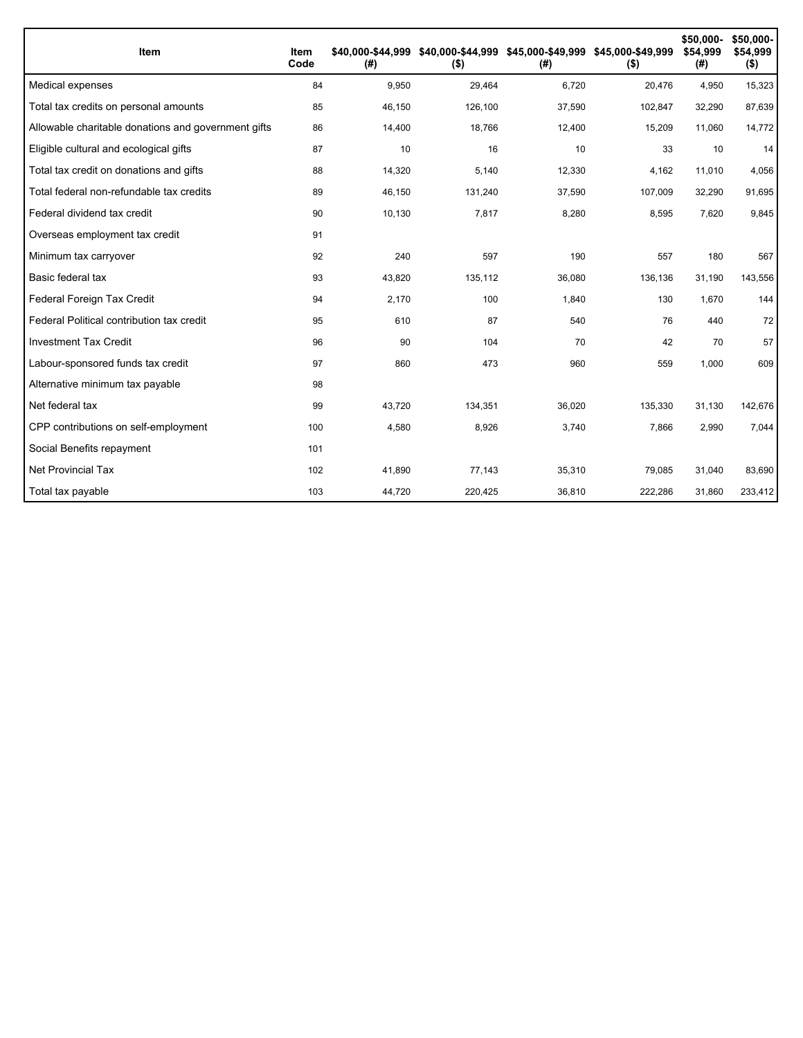| Item | Item Code | $40,000-$44,999 (#) | $40,000-$44,999 ($) | $45,000-$49,999 (#) | $45,000-$49,999 ($) | $50,000-$54,999 (#) | $50,000-$54,999 ($) |
|---|---|---|---|---|---|---|---|
| Medical expenses | 84 | 9,950 | 29,464 | 6,720 | 20,476 | 4,950 | 15,323 |
| Total tax credits on personal amounts | 85 | 46,150 | 126,100 | 37,590 | 102,847 | 32,290 | 87,639 |
| Allowable charitable donations and government gifts | 86 | 14,400 | 18,766 | 12,400 | 15,209 | 11,060 | 14,772 |
| Eligible cultural and ecological gifts | 87 | 10 | 16 | 10 | 33 | 10 | 14 |
| Total tax credit on donations and gifts | 88 | 14,320 | 5,140 | 12,330 | 4,162 | 11,010 | 4,056 |
| Total federal non-refundable tax credits | 89 | 46,150 | 131,240 | 37,590 | 107,009 | 32,290 | 91,695 |
| Federal dividend tax credit | 90 | 10,130 | 7,817 | 8,280 | 8,595 | 7,620 | 9,845 |
| Overseas employment tax credit | 91 | | | | | | |
| Minimum tax carryover | 92 | 240 | 597 | 190 | 557 | 180 | 567 |
| Basic federal tax | 93 | 43,820 | 135,112 | 36,080 | 136,136 | 31,190 | 143,556 |
| Federal Foreign Tax Credit | 94 | 2,170 | 100 | 1,840 | 130 | 1,670 | 144 |
| Federal Political contribution tax credit | 95 | 610 | 87 | 540 | 76 | 440 | 72 |
| Investment Tax Credit | 96 | 90 | 104 | 70 | 42 | 70 | 57 |
| Labour-sponsored funds tax credit | 97 | 860 | 473 | 960 | 559 | 1,000 | 609 |
| Alternative minimum tax payable | 98 | | | | | | |
| Net federal tax | 99 | 43,720 | 134,351 | 36,020 | 135,330 | 31,130 | 142,676 |
| CPP contributions on self-employment | 100 | 4,580 | 8,926 | 3,740 | 7,866 | 2,990 | 7,044 |
| Social Benefits repayment | 101 | | | | | | |
| Net Provincial Tax | 102 | 41,890 | 77,143 | 35,310 | 79,085 | 31,040 | 83,690 |
| Total tax payable | 103 | 44,720 | 220,425 | 36,810 | 222,286 | 31,860 | 233,412 |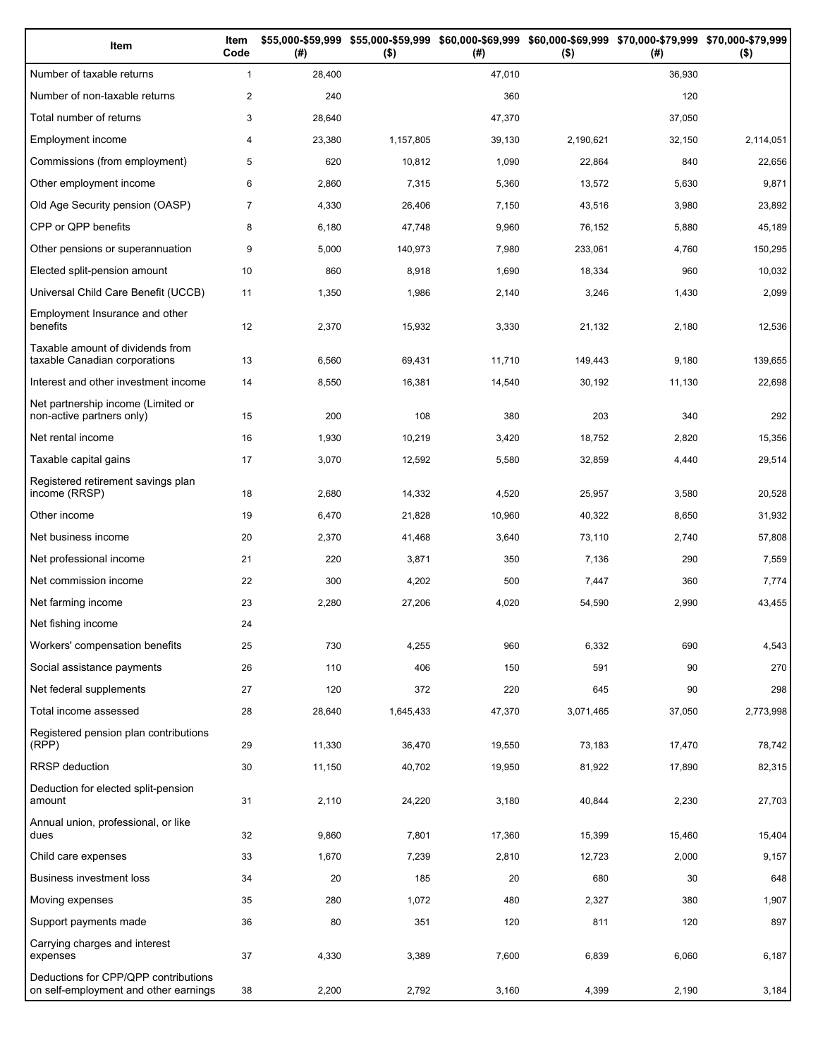| Item | Item Code | $55,000-$59,999 (#) | $55,000-$59,999 ($) | $60,000-$69,999 (#) | $60,000-$69,999 ($) | $70,000-$79,999 (#) | $70,000-$79,999 ($) |
|---|---|---|---|---|---|---|---|
| Number of taxable returns | 1 | 28,400 | | 47,010 | | 36,930 | |
| Number of non-taxable returns | 2 | 240 | | 360 | | 120 | |
| Total number of returns | 3 | 28,640 | | 47,370 | | 37,050 | |
| Employment income | 4 | 23,380 | 1,157,805 | 39,130 | 2,190,621 | 32,150 | 2,114,051 |
| Commissions (from employment) | 5 | 620 | 10,812 | 1,090 | 22,864 | 840 | 22,656 |
| Other employment income | 6 | 2,860 | 7,315 | 5,360 | 13,572 | 5,630 | 9,871 |
| Old Age Security pension (OASP) | 7 | 4,330 | 26,406 | 7,150 | 43,516 | 3,980 | 23,892 |
| CPP or QPP benefits | 8 | 6,180 | 47,748 | 9,960 | 76,152 | 5,880 | 45,189 |
| Other pensions or superannuation | 9 | 5,000 | 140,973 | 7,980 | 233,061 | 4,760 | 150,295 |
| Elected split-pension amount | 10 | 860 | 8,918 | 1,690 | 18,334 | 960 | 10,032 |
| Universal Child Care Benefit (UCCB) | 11 | 1,350 | 1,986 | 2,140 | 3,246 | 1,430 | 2,099 |
| Employment Insurance and other benefits | 12 | 2,370 | 15,932 | 3,330 | 21,132 | 2,180 | 12,536 |
| Taxable amount of dividends from taxable Canadian corporations | 13 | 6,560 | 69,431 | 11,710 | 149,443 | 9,180 | 139,655 |
| Interest and other investment income | 14 | 8,550 | 16,381 | 14,540 | 30,192 | 11,130 | 22,698 |
| Net partnership income (Limited or non-active partners only) | 15 | 200 | 108 | 380 | 203 | 340 | 292 |
| Net rental income | 16 | 1,930 | 10,219 | 3,420 | 18,752 | 2,820 | 15,356 |
| Taxable capital gains | 17 | 3,070 | 12,592 | 5,580 | 32,859 | 4,440 | 29,514 |
| Registered retirement savings plan income (RRSP) | 18 | 2,680 | 14,332 | 4,520 | 25,957 | 3,580 | 20,528 |
| Other income | 19 | 6,470 | 21,828 | 10,960 | 40,322 | 8,650 | 31,932 |
| Net business income | 20 | 2,370 | 41,468 | 3,640 | 73,110 | 2,740 | 57,808 |
| Net professional income | 21 | 220 | 3,871 | 350 | 7,136 | 290 | 7,559 |
| Net commission income | 22 | 300 | 4,202 | 500 | 7,447 | 360 | 7,774 |
| Net farming income | 23 | 2,280 | 27,206 | 4,020 | 54,590 | 2,990 | 43,455 |
| Net fishing income | 24 | | | | | | |
| Workers' compensation benefits | 25 | 730 | 4,255 | 960 | 6,332 | 690 | 4,543 |
| Social assistance payments | 26 | 110 | 406 | 150 | 591 | 90 | 270 |
| Net federal supplements | 27 | 120 | 372 | 220 | 645 | 90 | 298 |
| Total income assessed | 28 | 28,640 | 1,645,433 | 47,370 | 3,071,465 | 37,050 | 2,773,998 |
| Registered pension plan contributions (RPP) | 29 | 11,330 | 36,470 | 19,550 | 73,183 | 17,470 | 78,742 |
| RRSP deduction | 30 | 11,150 | 40,702 | 19,950 | 81,922 | 17,890 | 82,315 |
| Deduction for elected split-pension amount | 31 | 2,110 | 24,220 | 3,180 | 40,844 | 2,230 | 27,703 |
| Annual union, professional, or like dues | 32 | 9,860 | 7,801 | 17,360 | 15,399 | 15,460 | 15,404 |
| Child care expenses | 33 | 1,670 | 7,239 | 2,810 | 12,723 | 2,000 | 9,157 |
| Business investment loss | 34 | 20 | 185 | 20 | 680 | 30 | 648 |
| Moving expenses | 35 | 280 | 1,072 | 480 | 2,327 | 380 | 1,907 |
| Support payments made | 36 | 80 | 351 | 120 | 811 | 120 | 897 |
| Carrying charges and interest expenses | 37 | 4,330 | 3,389 | 7,600 | 6,839 | 6,060 | 6,187 |
| Deductions for CPP/QPP contributions on self-employment and other earnings | 38 | 2,200 | 2,792 | 3,160 | 4,399 | 2,190 | 3,184 |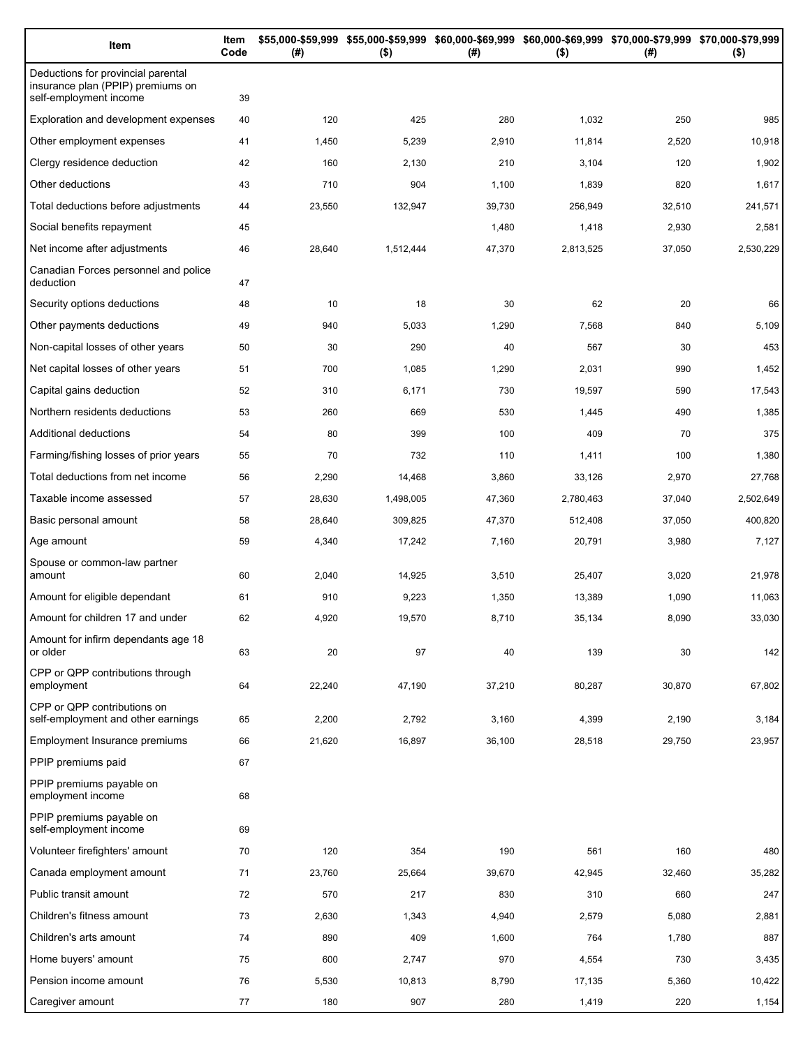| Item | Item Code | $55,000-$59,999 (#) | $55,000-$59,999 ($) | $60,000-$69,999 (#) | $60,000-$69,999 ($) | $70,000-$79,999 (#) | $70,000-$79,999 ($) |
|---|---|---|---|---|---|---|---|
| Deductions for provincial parental insurance plan (PPIP) premiums on self-employment income | 39 | | | | | | |
| Exploration and development expenses | 40 | 120 | 425 | 280 | 1,032 | 250 | 985 |
| Other employment expenses | 41 | 1,450 | 5,239 | 2,910 | 11,814 | 2,520 | 10,918 |
| Clergy residence deduction | 42 | 160 | 2,130 | 210 | 3,104 | 120 | 1,902 |
| Other deductions | 43 | 710 | 904 | 1,100 | 1,839 | 820 | 1,617 |
| Total deductions before adjustments | 44 | 23,550 | 132,947 | 39,730 | 256,949 | 32,510 | 241,571 |
| Social benefits repayment | 45 | | | 1,480 | 1,418 | 2,930 | 2,581 |
| Net income after adjustments | 46 | 28,640 | 1,512,444 | 47,370 | 2,813,525 | 37,050 | 2,530,229 |
| Canadian Forces personnel and police deduction | 47 | | | | | | |
| Security options deductions | 48 | 10 | 18 | 30 | 62 | 20 | 66 |
| Other payments deductions | 49 | 940 | 5,033 | 1,290 | 7,568 | 840 | 5,109 |
| Non-capital losses of other years | 50 | 30 | 290 | 40 | 567 | 30 | 453 |
| Net capital losses of other years | 51 | 700 | 1,085 | 1,290 | 2,031 | 990 | 1,452 |
| Capital gains deduction | 52 | 310 | 6,171 | 730 | 19,597 | 590 | 17,543 |
| Northern residents deductions | 53 | 260 | 669 | 530 | 1,445 | 490 | 1,385 |
| Additional deductions | 54 | 80 | 399 | 100 | 409 | 70 | 375 |
| Farming/fishing losses of prior years | 55 | 70 | 732 | 110 | 1,411 | 100 | 1,380 |
| Total deductions from net income | 56 | 2,290 | 14,468 | 3,860 | 33,126 | 2,970 | 27,768 |
| Taxable income assessed | 57 | 28,630 | 1,498,005 | 47,360 | 2,780,463 | 37,040 | 2,502,649 |
| Basic personal amount | 58 | 28,640 | 309,825 | 47,370 | 512,408 | 37,050 | 400,820 |
| Age amount | 59 | 4,340 | 17,242 | 7,160 | 20,791 | 3,980 | 7,127 |
| Spouse or common-law partner amount | 60 | 2,040 | 14,925 | 3,510 | 25,407 | 3,020 | 21,978 |
| Amount for eligible dependant | 61 | 910 | 9,223 | 1,350 | 13,389 | 1,090 | 11,063 |
| Amount for children 17 and under | 62 | 4,920 | 19,570 | 8,710 | 35,134 | 8,090 | 33,030 |
| Amount for infirm dependants age 18 or older | 63 | 20 | 97 | 40 | 139 | 30 | 142 |
| CPP or QPP contributions through employment | 64 | 22,240 | 47,190 | 37,210 | 80,287 | 30,870 | 67,802 |
| CPP or QPP contributions on self-employment and other earnings | 65 | 2,200 | 2,792 | 3,160 | 4,399 | 2,190 | 3,184 |
| Employment Insurance premiums | 66 | 21,620 | 16,897 | 36,100 | 28,518 | 29,750 | 23,957 |
| PPIP premiums paid | 67 | | | | | | |
| PPIP premiums payable on employment income | 68 | | | | | | |
| PPIP premiums payable on self-employment income | 69 | | | | | | |
| Volunteer firefighters' amount | 70 | 120 | 354 | 190 | 561 | 160 | 480 |
| Canada employment amount | 71 | 23,760 | 25,664 | 39,670 | 42,945 | 32,460 | 35,282 |
| Public transit amount | 72 | 570 | 217 | 830 | 310 | 660 | 247 |
| Children's fitness amount | 73 | 2,630 | 1,343 | 4,940 | 2,579 | 5,080 | 2,881 |
| Children's arts amount | 74 | 890 | 409 | 1,600 | 764 | 1,780 | 887 |
| Home buyers' amount | 75 | 600 | 2,747 | 970 | 4,554 | 730 | 3,435 |
| Pension income amount | 76 | 5,530 | 10,813 | 8,790 | 17,135 | 5,360 | 10,422 |
| Caregiver amount | 77 | 180 | 907 | 280 | 1,419 | 220 | 1,154 |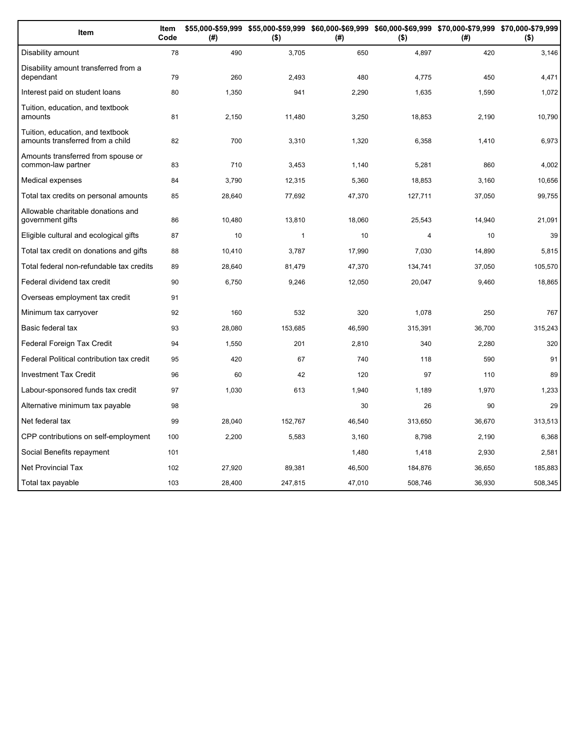| Item | Item Code | $55,000-$59,999 (#) | $55,000-$59,999 ($) | $60,000-$69,999 (#) | $60,000-$69,999 ($) | $70,000-$79,999 (#) | $70,000-$79,999 ($) |
|---|---|---|---|---|---|---|---|
| Disability amount | 78 | 490 | 3,705 | 650 | 4,897 | 420 | 3,146 |
| Disability amount transferred from a dependant | 79 | 260 | 2,493 | 480 | 4,775 | 450 | 4,471 |
| Interest paid on student loans | 80 | 1,350 | 941 | 2,290 | 1,635 | 1,590 | 1,072 |
| Tuition, education, and textbook amounts | 81 | 2,150 | 11,480 | 3,250 | 18,853 | 2,190 | 10,790 |
| Tuition, education, and textbook amounts transferred from a child | 82 | 700 | 3,310 | 1,320 | 6,358 | 1,410 | 6,973 |
| Amounts transferred from spouse or common-law partner | 83 | 710 | 3,453 | 1,140 | 5,281 | 860 | 4,002 |
| Medical expenses | 84 | 3,790 | 12,315 | 5,360 | 18,853 | 3,160 | 10,656 |
| Total tax credits on personal amounts | 85 | 28,640 | 77,692 | 47,370 | 127,711 | 37,050 | 99,755 |
| Allowable charitable donations and government gifts | 86 | 10,480 | 13,810 | 18,060 | 25,543 | 14,940 | 21,091 |
| Eligible cultural and ecological gifts | 87 | 10 | 1 | 10 | 4 | 10 | 39 |
| Total tax credit on donations and gifts | 88 | 10,410 | 3,787 | 17,990 | 7,030 | 14,890 | 5,815 |
| Total federal non-refundable tax credits | 89 | 28,640 | 81,479 | 47,370 | 134,741 | 37,050 | 105,570 |
| Federal dividend tax credit | 90 | 6,750 | 9,246 | 12,050 | 20,047 | 9,460 | 18,865 |
| Overseas employment tax credit | 91 | | | | | | |
| Minimum tax carryover | 92 | 160 | 532 | 320 | 1,078 | 250 | 767 |
| Basic federal tax | 93 | 28,080 | 153,685 | 46,590 | 315,391 | 36,700 | 315,243 |
| Federal Foreign Tax Credit | 94 | 1,550 | 201 | 2,810 | 340 | 2,280 | 320 |
| Federal Political contribution tax credit | 95 | 420 | 67 | 740 | 118 | 590 | 91 |
| Investment Tax Credit | 96 | 60 | 42 | 120 | 97 | 110 | 89 |
| Labour-sponsored funds tax credit | 97 | 1,030 | 613 | 1,940 | 1,189 | 1,970 | 1,233 |
| Alternative minimum tax payable | 98 | | | 30 | 26 | 90 | 29 |
| Net federal tax | 99 | 28,040 | 152,767 | 46,540 | 313,650 | 36,670 | 313,513 |
| CPP contributions on self-employment | 100 | 2,200 | 5,583 | 3,160 | 8,798 | 2,190 | 6,368 |
| Social Benefits repayment | 101 | | | 1,480 | 1,418 | 2,930 | 2,581 |
| Net Provincial Tax | 102 | 27,920 | 89,381 | 46,500 | 184,876 | 36,650 | 185,883 |
| Total tax payable | 103 | 28,400 | 247,815 | 47,010 | 508,746 | 36,930 | 508,345 |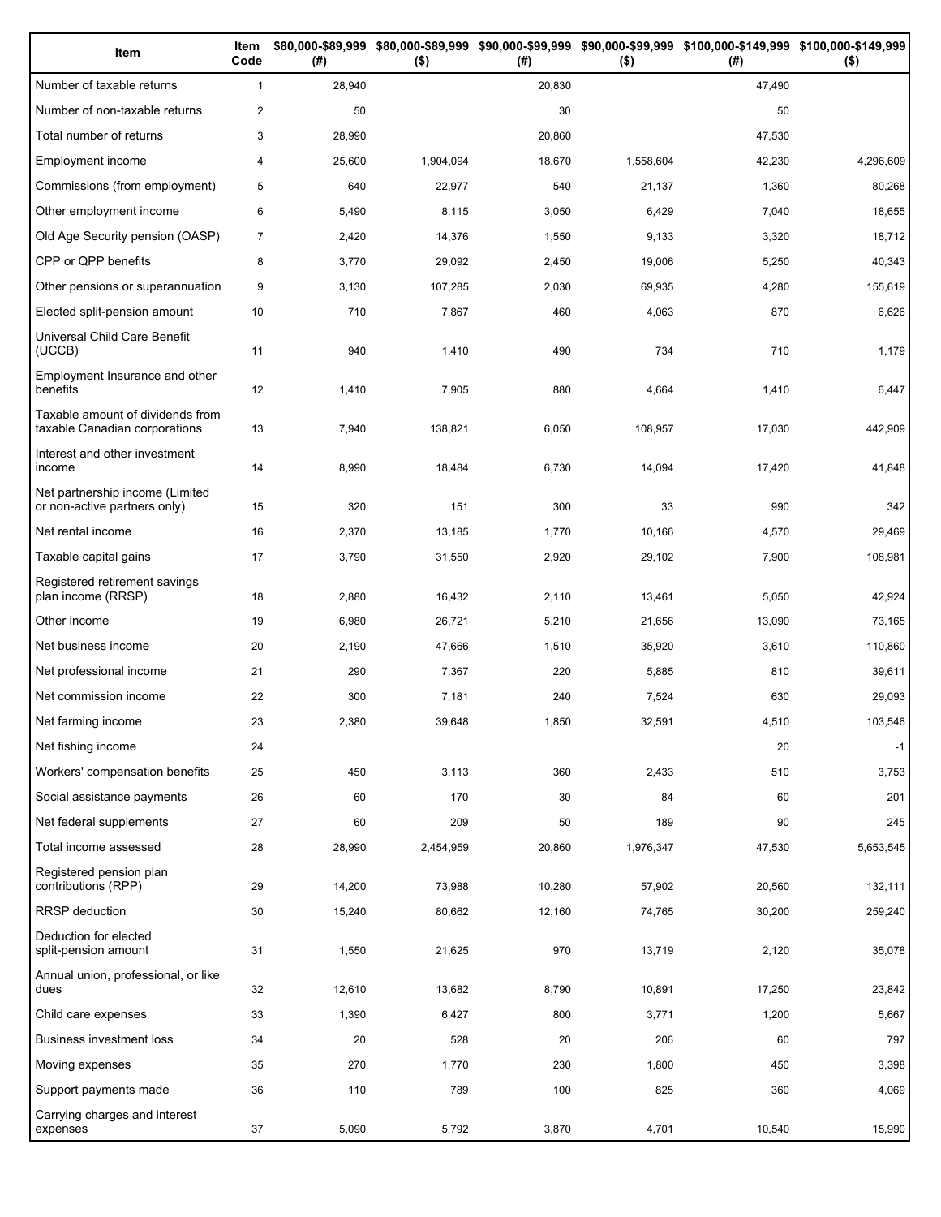| Item | Item Code | $80,000-$89,999 (#) | $80,000-$89,999 ($) | $90,000-$99,999 (#) | $90,000-$99,999 ($) | $100,000-$149,999 (#) | $100,000-$149,999 ($) |
|---|---|---|---|---|---|---|---|
| Number of taxable returns | 1 | 28,940 | | 20,830 | | 47,490 | |
| Number of non-taxable returns | 2 | 50 | | 30 | | 50 | |
| Total number of returns | 3 | 28,990 | | 20,860 | | 47,530 | |
| Employment income | 4 | 25,600 | 1,904,094 | 18,670 | 1,558,604 | 42,230 | 4,296,609 |
| Commissions (from employment) | 5 | 640 | 22,977 | 540 | 21,137 | 1,360 | 80,268 |
| Other employment income | 6 | 5,490 | 8,115 | 3,050 | 6,429 | 7,040 | 18,655 |
| Old Age Security pension (OASP) | 7 | 2,420 | 14,376 | 1,550 | 9,133 | 3,320 | 18,712 |
| CPP or QPP benefits | 8 | 3,770 | 29,092 | 2,450 | 19,006 | 5,250 | 40,343 |
| Other pensions or superannuation | 9 | 3,130 | 107,285 | 2,030 | 69,935 | 4,280 | 155,619 |
| Elected split-pension amount | 10 | 710 | 7,867 | 460 | 4,063 | 870 | 6,626 |
| Universal Child Care Benefit (UCCB) | 11 | 940 | 1,410 | 490 | 734 | 710 | 1,179 |
| Employment Insurance and other benefits | 12 | 1,410 | 7,905 | 880 | 4,664 | 1,410 | 6,447 |
| Taxable amount of dividends from taxable Canadian corporations | 13 | 7,940 | 138,821 | 6,050 | 108,957 | 17,030 | 442,909 |
| Interest and other investment income | 14 | 8,990 | 18,484 | 6,730 | 14,094 | 17,420 | 41,848 |
| Net partnership income (Limited or non-active partners only) | 15 | 320 | 151 | 300 | 33 | 990 | 342 |
| Net rental income | 16 | 2,370 | 13,185 | 1,770 | 10,166 | 4,570 | 29,469 |
| Taxable capital gains | 17 | 3,790 | 31,550 | 2,920 | 29,102 | 7,900 | 108,981 |
| Registered retirement savings plan income (RRSP) | 18 | 2,880 | 16,432 | 2,110 | 13,461 | 5,050 | 42,924 |
| Other income | 19 | 6,980 | 26,721 | 5,210 | 21,656 | 13,090 | 73,165 |
| Net business income | 20 | 2,190 | 47,666 | 1,510 | 35,920 | 3,610 | 110,860 |
| Net professional income | 21 | 290 | 7,367 | 220 | 5,885 | 810 | 39,611 |
| Net commission income | 22 | 300 | 7,181 | 240 | 7,524 | 630 | 29,093 |
| Net farming income | 23 | 2,380 | 39,648 | 1,850 | 32,591 | 4,510 | 103,546 |
| Net fishing income | 24 | | | | | 20 | -1 |
| Workers' compensation benefits | 25 | 450 | 3,113 | 360 | 2,433 | 510 | 3,753 |
| Social assistance payments | 26 | 60 | 170 | 30 | 84 | 60 | 201 |
| Net federal supplements | 27 | 60 | 209 | 50 | 189 | 90 | 245 |
| Total income assessed | 28 | 28,990 | 2,454,959 | 20,860 | 1,976,347 | 47,530 | 5,653,545 |
| Registered pension plan contributions (RPP) | 29 | 14,200 | 73,988 | 10,280 | 57,902 | 20,560 | 132,111 |
| RRSP deduction | 30 | 15,240 | 80,662 | 12,160 | 74,765 | 30,200 | 259,240 |
| Deduction for elected split-pension amount | 31 | 1,550 | 21,625 | 970 | 13,719 | 2,120 | 35,078 |
| Annual union, professional, or like dues | 32 | 12,610 | 13,682 | 8,790 | 10,891 | 17,250 | 23,842 |
| Child care expenses | 33 | 1,390 | 6,427 | 800 | 3,771 | 1,200 | 5,667 |
| Business investment loss | 34 | 20 | 528 | 20 | 206 | 60 | 797 |
| Moving expenses | 35 | 270 | 1,770 | 230 | 1,800 | 450 | 3,398 |
| Support payments made | 36 | 110 | 789 | 100 | 825 | 360 | 4,069 |
| Carrying charges and interest expenses | 37 | 5,090 | 5,792 | 3,870 | 4,701 | 10,540 | 15,990 |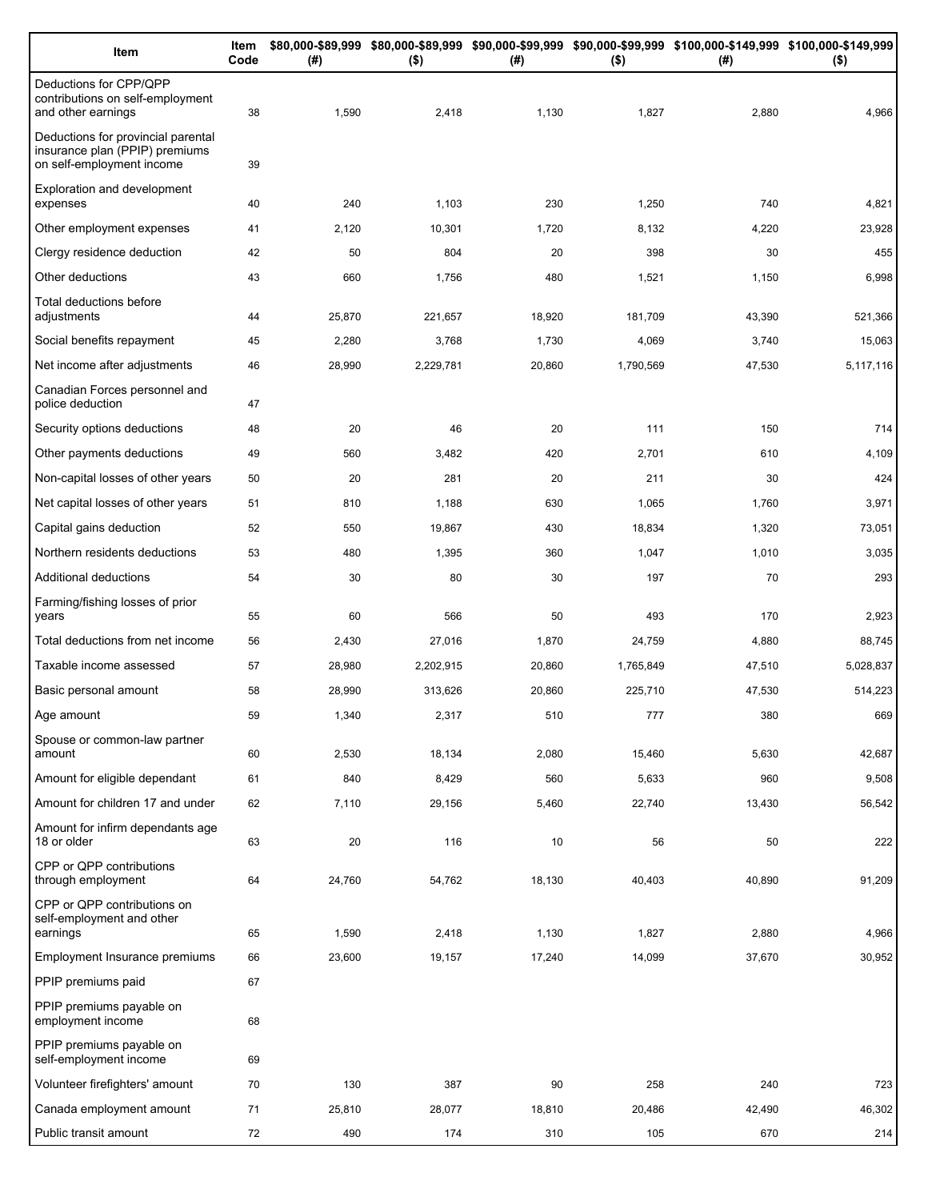| Item | Item Code | $80,000-$89,999 (#) | $80,000-$89,999 ($) | $90,000-$99,999 (#) | $90,000-$99,999 ($) | $100,000-$149,999 (#) | $100,000-$149,999 ($) |
|---|---|---|---|---|---|---|---|
| Deductions for CPP/QPP contributions on self-employment and other earnings | 38 | 1,590 | 2,418 | 1,130 | 1,827 | 2,880 | 4,966 |
| Deductions for provincial parental insurance plan (PPIP) premiums on self-employment income | 39 | | | | | | |
| Exploration and development expenses | 40 | 240 | 1,103 | 230 | 1,250 | 740 | 4,821 |
| Other employment expenses | 41 | 2,120 | 10,301 | 1,720 | 8,132 | 4,220 | 23,928 |
| Clergy residence deduction | 42 | 50 | 804 | 20 | 398 | 30 | 455 |
| Other deductions | 43 | 660 | 1,756 | 480 | 1,521 | 1,150 | 6,998 |
| Total deductions before adjustments | 44 | 25,870 | 221,657 | 18,920 | 181,709 | 43,390 | 521,366 |
| Social benefits repayment | 45 | 2,280 | 3,768 | 1,730 | 4,069 | 3,740 | 15,063 |
| Net income after adjustments | 46 | 28,990 | 2,229,781 | 20,860 | 1,790,569 | 47,530 | 5,117,116 |
| Canadian Forces personnel and police deduction | 47 | | | | | | |
| Security options deductions | 48 | 20 | 46 | 20 | 111 | 150 | 714 |
| Other payments deductions | 49 | 560 | 3,482 | 420 | 2,701 | 610 | 4,109 |
| Non-capital losses of other years | 50 | 20 | 281 | 20 | 211 | 30 | 424 |
| Net capital losses of other years | 51 | 810 | 1,188 | 630 | 1,065 | 1,760 | 3,971 |
| Capital gains deduction | 52 | 550 | 19,867 | 430 | 18,834 | 1,320 | 73,051 |
| Northern residents deductions | 53 | 480 | 1,395 | 360 | 1,047 | 1,010 | 3,035 |
| Additional deductions | 54 | 30 | 80 | 30 | 197 | 70 | 293 |
| Farming/fishing losses of prior years | 55 | 60 | 566 | 50 | 493 | 170 | 2,923 |
| Total deductions from net income | 56 | 2,430 | 27,016 | 1,870 | 24,759 | 4,880 | 88,745 |
| Taxable income assessed | 57 | 28,980 | 2,202,915 | 20,860 | 1,765,849 | 47,510 | 5,028,837 |
| Basic personal amount | 58 | 28,990 | 313,626 | 20,860 | 225,710 | 47,530 | 514,223 |
| Age amount | 59 | 1,340 | 2,317 | 510 | 777 | 380 | 669 |
| Spouse or common-law partner amount | 60 | 2,530 | 18,134 | 2,080 | 15,460 | 5,630 | 42,687 |
| Amount for eligible dependant | 61 | 840 | 8,429 | 560 | 5,633 | 960 | 9,508 |
| Amount for children 17 and under | 62 | 7,110 | 29,156 | 5,460 | 22,740 | 13,430 | 56,542 |
| Amount for infirm dependants age 18 or older | 63 | 20 | 116 | 10 | 56 | 50 | 222 |
| CPP or QPP contributions through employment | 64 | 24,760 | 54,762 | 18,130 | 40,403 | 40,890 | 91,209 |
| CPP or QPP contributions on self-employment and other earnings | 65 | 1,590 | 2,418 | 1,130 | 1,827 | 2,880 | 4,966 |
| Employment Insurance premiums | 66 | 23,600 | 19,157 | 17,240 | 14,099 | 37,670 | 30,952 |
| PPIP premiums paid | 67 | | | | | | |
| PPIP premiums payable on employment income | 68 | | | | | | |
| PPIP premiums payable on self-employment income | 69 | | | | | | |
| Volunteer firefighters' amount | 70 | 130 | 387 | 90 | 258 | 240 | 723 |
| Canada employment amount | 71 | 25,810 | 28,077 | 18,810 | 20,486 | 42,490 | 46,302 |
| Public transit amount | 72 | 490 | 174 | 310 | 105 | 670 | 214 |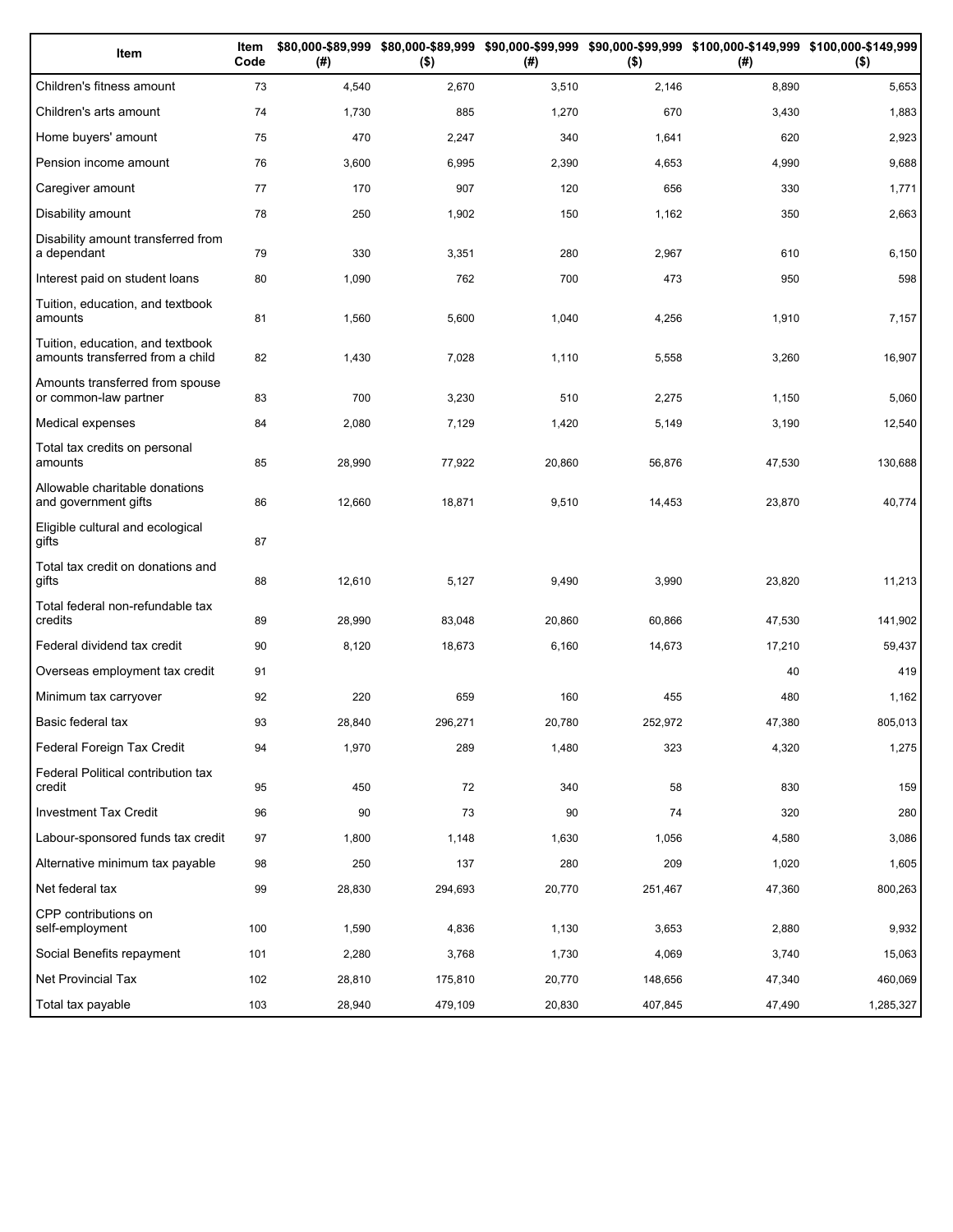| Item | Item Code | $80,000-$89,999 (#) | $80,000-$89,999 ($) | $90,000-$99,999 (#) | $90,000-$99,999 ($) | $100,000-$149,999 (#) | $100,000-$149,999 ($) |
|---|---|---|---|---|---|---|---|
| Children's fitness amount | 73 | 4,540 | 2,670 | 3,510 | 2,146 | 8,890 | 5,653 |
| Children's arts amount | 74 | 1,730 | 885 | 1,270 | 670 | 3,430 | 1,883 |
| Home buyers' amount | 75 | 470 | 2,247 | 340 | 1,641 | 620 | 2,923 |
| Pension income amount | 76 | 3,600 | 6,995 | 2,390 | 4,653 | 4,990 | 9,688 |
| Caregiver amount | 77 | 170 | 907 | 120 | 656 | 330 | 1,771 |
| Disability amount | 78 | 250 | 1,902 | 150 | 1,162 | 350 | 2,663 |
| Disability amount transferred from a dependant | 79 | 330 | 3,351 | 280 | 2,967 | 610 | 6,150 |
| Interest paid on student loans | 80 | 1,090 | 762 | 700 | 473 | 950 | 598 |
| Tuition, education, and textbook amounts | 81 | 1,560 | 5,600 | 1,040 | 4,256 | 1,910 | 7,157 |
| Tuition, education, and textbook amounts transferred from a child | 82 | 1,430 | 7,028 | 1,110 | 5,558 | 3,260 | 16,907 |
| Amounts transferred from spouse or common-law partner | 83 | 700 | 3,230 | 510 | 2,275 | 1,150 | 5,060 |
| Medical expenses | 84 | 2,080 | 7,129 | 1,420 | 5,149 | 3,190 | 12,540 |
| Total tax credits on personal amounts | 85 | 28,990 | 77,922 | 20,860 | 56,876 | 47,530 | 130,688 |
| Allowable charitable donations and government gifts | 86 | 12,660 | 18,871 | 9,510 | 14,453 | 23,870 | 40,774 |
| Eligible cultural and ecological gifts | 87 | | | | | | |
| Total tax credit on donations and gifts | 88 | 12,610 | 5,127 | 9,490 | 3,990 | 23,820 | 11,213 |
| Total federal non-refundable tax credits | 89 | 28,990 | 83,048 | 20,860 | 60,866 | 47,530 | 141,902 |
| Federal dividend tax credit | 90 | 8,120 | 18,673 | 6,160 | 14,673 | 17,210 | 59,437 |
| Overseas employment tax credit | 91 | | | | | 40 | 419 |
| Minimum tax carryover | 92 | 220 | 659 | 160 | 455 | 480 | 1,162 |
| Basic federal tax | 93 | 28,840 | 296,271 | 20,780 | 252,972 | 47,380 | 805,013 |
| Federal Foreign Tax Credit | 94 | 1,970 | 289 | 1,480 | 323 | 4,320 | 1,275 |
| Federal Political contribution tax credit | 95 | 450 | 72 | 340 | 58 | 830 | 159 |
| Investment Tax Credit | 96 | 90 | 73 | 90 | 74 | 320 | 280 |
| Labour-sponsored funds tax credit | 97 | 1,800 | 1,148 | 1,630 | 1,056 | 4,580 | 3,086 |
| Alternative minimum tax payable | 98 | 250 | 137 | 280 | 209 | 1,020 | 1,605 |
| Net federal tax | 99 | 28,830 | 294,693 | 20,770 | 251,467 | 47,360 | 800,263 |
| CPP contributions on self-employment | 100 | 1,590 | 4,836 | 1,130 | 3,653 | 2,880 | 9,932 |
| Social Benefits repayment | 101 | 2,280 | 3,768 | 1,730 | 4,069 | 3,740 | 15,063 |
| Net Provincial Tax | 102 | 28,810 | 175,810 | 20,770 | 148,656 | 47,340 | 460,069 |
| Total tax payable | 103 | 28,940 | 479,109 | 20,830 | 407,845 | 47,490 | 1,285,327 |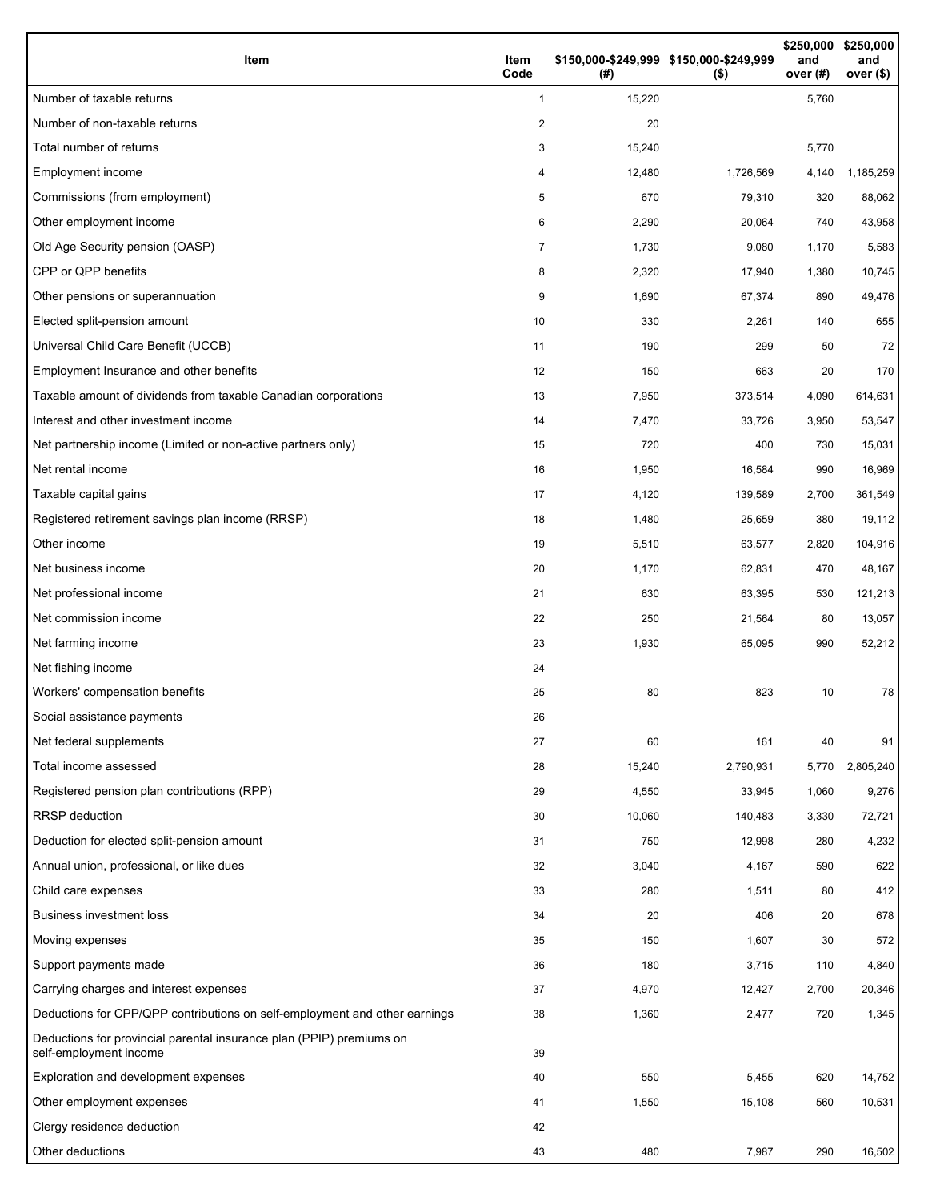| Item | Item Code | $150,000-$249,999 (#) | $150,000-$249,999 ($) | $250,000 and over (#) | $250,000 and over ($) |
|---|---|---|---|---|---|
| Number of taxable returns | 1 | 15,220 | | 5,760 | |
| Number of non-taxable returns | 2 | 20 | | | |
| Total number of returns | 3 | 15,240 | | 5,770 | |
| Employment income | 4 | 12,480 | 1,726,569 | 4,140 | 1,185,259 |
| Commissions (from employment) | 5 | 670 | 79,310 | 320 | 88,062 |
| Other employment income | 6 | 2,290 | 20,064 | 740 | 43,958 |
| Old Age Security pension (OASP) | 7 | 1,730 | 9,080 | 1,170 | 5,583 |
| CPP or QPP benefits | 8 | 2,320 | 17,940 | 1,380 | 10,745 |
| Other pensions or superannuation | 9 | 1,690 | 67,374 | 890 | 49,476 |
| Elected split-pension amount | 10 | 330 | 2,261 | 140 | 655 |
| Universal Child Care Benefit (UCCB) | 11 | 190 | 299 | 50 | 72 |
| Employment Insurance and other benefits | 12 | 150 | 663 | 20 | 170 |
| Taxable amount of dividends from taxable Canadian corporations | 13 | 7,950 | 373,514 | 4,090 | 614,631 |
| Interest and other investment income | 14 | 7,470 | 33,726 | 3,950 | 53,547 |
| Net partnership income (Limited or non-active partners only) | 15 | 720 | 400 | 730 | 15,031 |
| Net rental income | 16 | 1,950 | 16,584 | 990 | 16,969 |
| Taxable capital gains | 17 | 4,120 | 139,589 | 2,700 | 361,549 |
| Registered retirement savings plan income (RRSP) | 18 | 1,480 | 25,659 | 380 | 19,112 |
| Other income | 19 | 5,510 | 63,577 | 2,820 | 104,916 |
| Net business income | 20 | 1,170 | 62,831 | 470 | 48,167 |
| Net professional income | 21 | 630 | 63,395 | 530 | 121,213 |
| Net commission income | 22 | 250 | 21,564 | 80 | 13,057 |
| Net farming income | 23 | 1,930 | 65,095 | 990 | 52,212 |
| Net fishing income | 24 | | | | |
| Workers' compensation benefits | 25 | 80 | 823 | 10 | 78 |
| Social assistance payments | 26 | | | | |
| Net federal supplements | 27 | 60 | 161 | 40 | 91 |
| Total income assessed | 28 | 15,240 | 2,790,931 | 5,770 | 2,805,240 |
| Registered pension plan contributions (RPP) | 29 | 4,550 | 33,945 | 1,060 | 9,276 |
| RRSP deduction | 30 | 10,060 | 140,483 | 3,330 | 72,721 |
| Deduction for elected split-pension amount | 31 | 750 | 12,998 | 280 | 4,232 |
| Annual union, professional, or like dues | 32 | 3,040 | 4,167 | 590 | 622 |
| Child care expenses | 33 | 280 | 1,511 | 80 | 412 |
| Business investment loss | 34 | 20 | 406 | 20 | 678 |
| Moving expenses | 35 | 150 | 1,607 | 30 | 572 |
| Support payments made | 36 | 180 | 3,715 | 110 | 4,840 |
| Carrying charges and interest expenses | 37 | 4,970 | 12,427 | 2,700 | 20,346 |
| Deductions for CPP/QPP contributions on self-employment and other earnings | 38 | 1,360 | 2,477 | 720 | 1,345 |
| Deductions for provincial parental insurance plan (PPIP) premiums on self-employment income | 39 | | | | |
| Exploration and development expenses | 40 | 550 | 5,455 | 620 | 14,752 |
| Other employment expenses | 41 | 1,550 | 15,108 | 560 | 10,531 |
| Clergy residence deduction | 42 | | | | |
| Other deductions | 43 | 480 | 7,987 | 290 | 16,502 |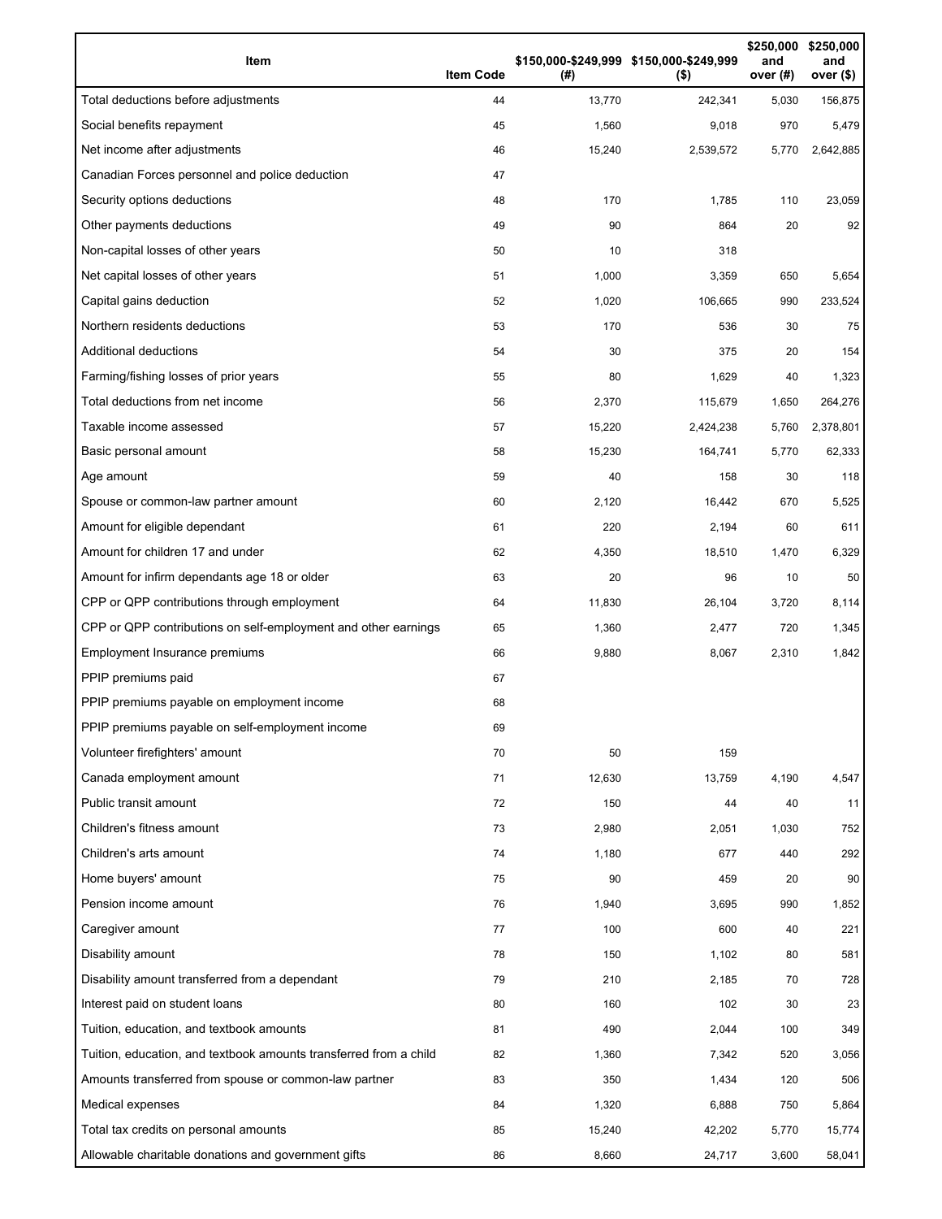| Item | Item Code | $150,000-$249,999 (#) | $150,000-$249,999 ($) | $250,000 and over (#) | $250,000 and over ($) |
|---|---|---|---|---|---|
| Total deductions before adjustments | 44 | 13,770 | 242,341 | 5,030 | 156,875 |
| Social benefits repayment | 45 | 1,560 | 9,018 | 970 | 5,479 |
| Net income after adjustments | 46 | 15,240 | 2,539,572 | 5,770 | 2,642,885 |
| Canadian Forces personnel and police deduction | 47 | | | | |
| Security options deductions | 48 | 170 | 1,785 | 110 | 23,059 |
| Other payments deductions | 49 | 90 | 864 | 20 | 92 |
| Non-capital losses of other years | 50 | 10 | 318 | | |
| Net capital losses of other years | 51 | 1,000 | 3,359 | 650 | 5,654 |
| Capital gains deduction | 52 | 1,020 | 106,665 | 990 | 233,524 |
| Northern residents deductions | 53 | 170 | 536 | 30 | 75 |
| Additional deductions | 54 | 30 | 375 | 20 | 154 |
| Farming/fishing losses of prior years | 55 | 80 | 1,629 | 40 | 1,323 |
| Total deductions from net income | 56 | 2,370 | 115,679 | 1,650 | 264,276 |
| Taxable income assessed | 57 | 15,220 | 2,424,238 | 5,760 | 2,378,801 |
| Basic personal amount | 58 | 15,230 | 164,741 | 5,770 | 62,333 |
| Age amount | 59 | 40 | 158 | 30 | 118 |
| Spouse or common-law partner amount | 60 | 2,120 | 16,442 | 670 | 5,525 |
| Amount for eligible dependant | 61 | 220 | 2,194 | 60 | 611 |
| Amount for children 17 and under | 62 | 4,350 | 18,510 | 1,470 | 6,329 |
| Amount for infirm dependants age 18 or older | 63 | 20 | 96 | 10 | 50 |
| CPP or QPP contributions through employment | 64 | 11,830 | 26,104 | 3,720 | 8,114 |
| CPP or QPP contributions on self-employment and other earnings | 65 | 1,360 | 2,477 | 720 | 1,345 |
| Employment Insurance premiums | 66 | 9,880 | 8,067 | 2,310 | 1,842 |
| PPIP premiums paid | 67 | | | | |
| PPIP premiums payable on employment income | 68 | | | | |
| PPIP premiums payable on self-employment income | 69 | | | | |
| Volunteer firefighters' amount | 70 | 50 | 159 | | |
| Canada employment amount | 71 | 12,630 | 13,759 | 4,190 | 4,547 |
| Public transit amount | 72 | 150 | 44 | 40 | 11 |
| Children's fitness amount | 73 | 2,980 | 2,051 | 1,030 | 752 |
| Children's arts amount | 74 | 1,180 | 677 | 440 | 292 |
| Home buyers' amount | 75 | 90 | 459 | 20 | 90 |
| Pension income amount | 76 | 1,940 | 3,695 | 990 | 1,852 |
| Caregiver amount | 77 | 100 | 600 | 40 | 221 |
| Disability amount | 78 | 150 | 1,102 | 80 | 581 |
| Disability amount transferred from a dependant | 79 | 210 | 2,185 | 70 | 728 |
| Interest paid on student loans | 80 | 160 | 102 | 30 | 23 |
| Tuition, education, and textbook amounts | 81 | 490 | 2,044 | 100 | 349 |
| Tuition, education, and textbook amounts transferred from a child | 82 | 1,360 | 7,342 | 520 | 3,056 |
| Amounts transferred from spouse or common-law partner | 83 | 350 | 1,434 | 120 | 506 |
| Medical expenses | 84 | 1,320 | 6,888 | 750 | 5,864 |
| Total tax credits on personal amounts | 85 | 15,240 | 42,202 | 5,770 | 15,774 |
| Allowable charitable donations and government gifts | 86 | 8,660 | 24,717 | 3,600 | 58,041 |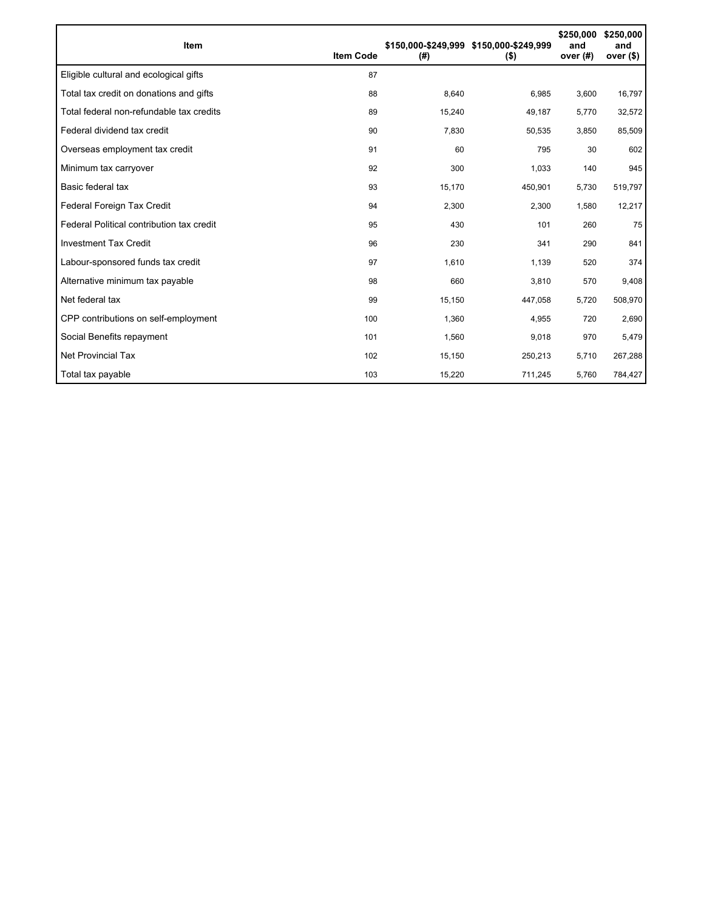| Item | Item Code | $150,000-$249,999 (#) | $150,000-$249,999 ($) | $250,000 and over (#) | $250,000 and over ($) |
|---|---|---|---|---|---|
| Eligible cultural and ecological gifts | 87 | | | | |
| Total tax credit on donations and gifts | 88 | 8,640 | 6,985 | 3,600 | 16,797 |
| Total federal non-refundable tax credits | 89 | 15,240 | 49,187 | 5,770 | 32,572 |
| Federal dividend tax credit | 90 | 7,830 | 50,535 | 3,850 | 85,509 |
| Overseas employment tax credit | 91 | 60 | 795 | 30 | 602 |
| Minimum tax carryover | 92 | 300 | 1,033 | 140 | 945 |
| Basic federal tax | 93 | 15,170 | 450,901 | 5,730 | 519,797 |
| Federal Foreign Tax Credit | 94 | 2,300 | 2,300 | 1,580 | 12,217 |
| Federal Political contribution tax credit | 95 | 430 | 101 | 260 | 75 |
| Investment Tax Credit | 96 | 230 | 341 | 290 | 841 |
| Labour-sponsored funds tax credit | 97 | 1,610 | 1,139 | 520 | 374 |
| Alternative minimum tax payable | 98 | 660 | 3,810 | 570 | 9,408 |
| Net federal tax | 99 | 15,150 | 447,058 | 5,720 | 508,970 |
| CPP contributions on self-employment | 100 | 1,360 | 4,955 | 720 | 2,690 |
| Social Benefits repayment | 101 | 1,560 | 9,018 | 970 | 5,479 |
| Net Provincial Tax | 102 | 15,150 | 250,213 | 5,710 | 267,288 |
| Total tax payable | 103 | 15,220 | 711,245 | 5,760 | 784,427 |